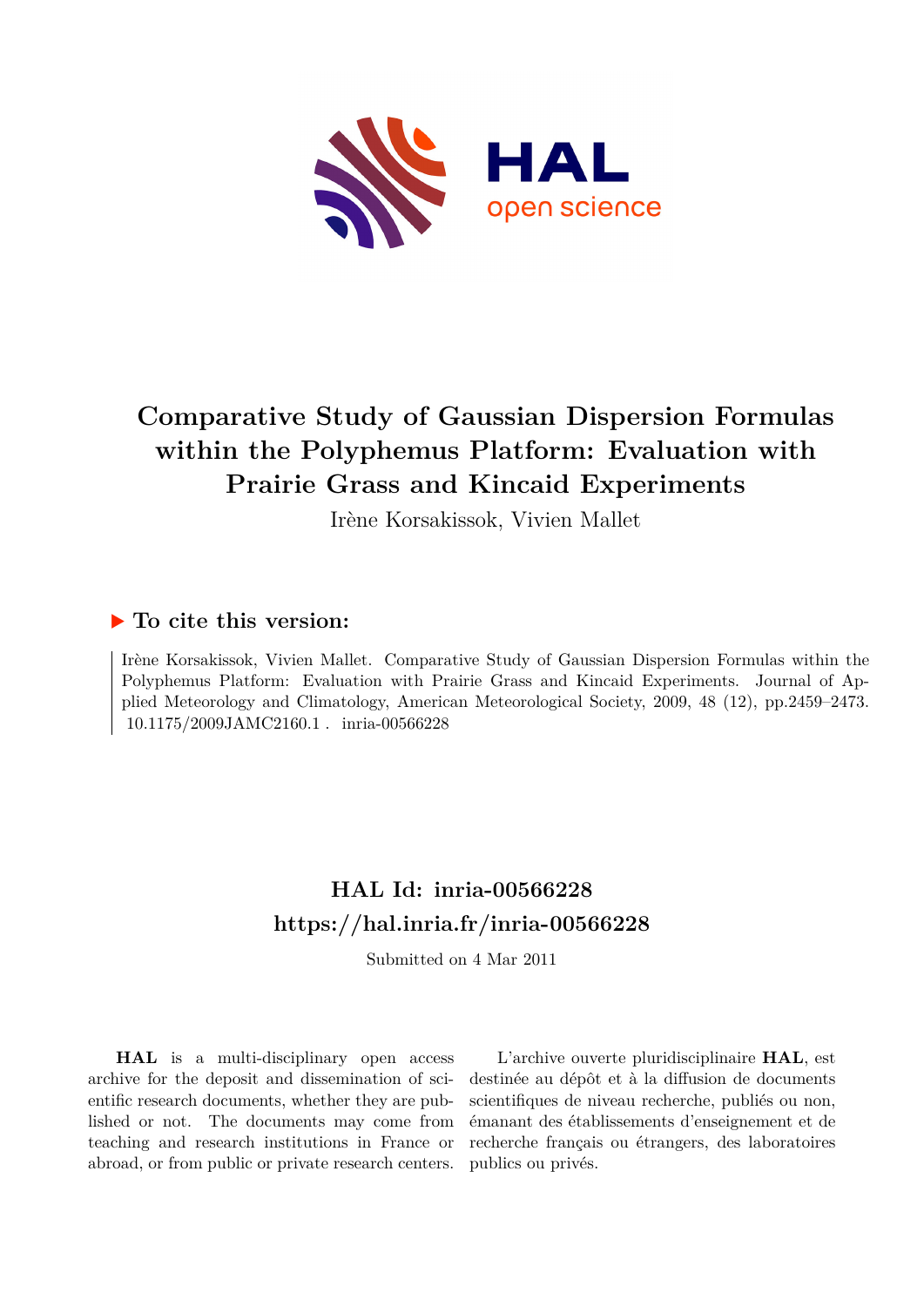# Comparative Study of Gaussian Dispersion Formulas within the Polyphemus Platform: Evaluation with Prairie Grass and Kincaid Experiments

Irène Korsakissok, Vivien Mallet

## ▶ To cite this version:

Irène Korsakissok, Vivien Mallet. Comparative Study of Gaussian Dispersion Formulas within the Polyphemus Platform: Evaluation with Prairie Grass and Kincaid Experiments. Journal of Applied Meteorology and Climatology, American Meteorological Society, 2009, 48 (12), pp.2459–2473. 10.1175/2009JAMC2160.1 . inria-00566228

## HAL Id: inria-00566228
## https://hal.inria.fr/inria-00566228

Submitted on 4 Mar 2011

**HAL** is a multi-disciplinary open access archive for the deposit and dissemination of scientific research documents, whether they are published or not. The documents may come from teaching and research institutions in France or abroad, or from public or private research centers.

L'archive ouverte pluridisciplinaire **HAL**, est destinée au dépôt et à la diffusion de documents scientifiques de niveau recherche, publiés ou non, émanant des établissements d'enseignement et de recherche français ou étrangers, des laboratoires publics ou privés.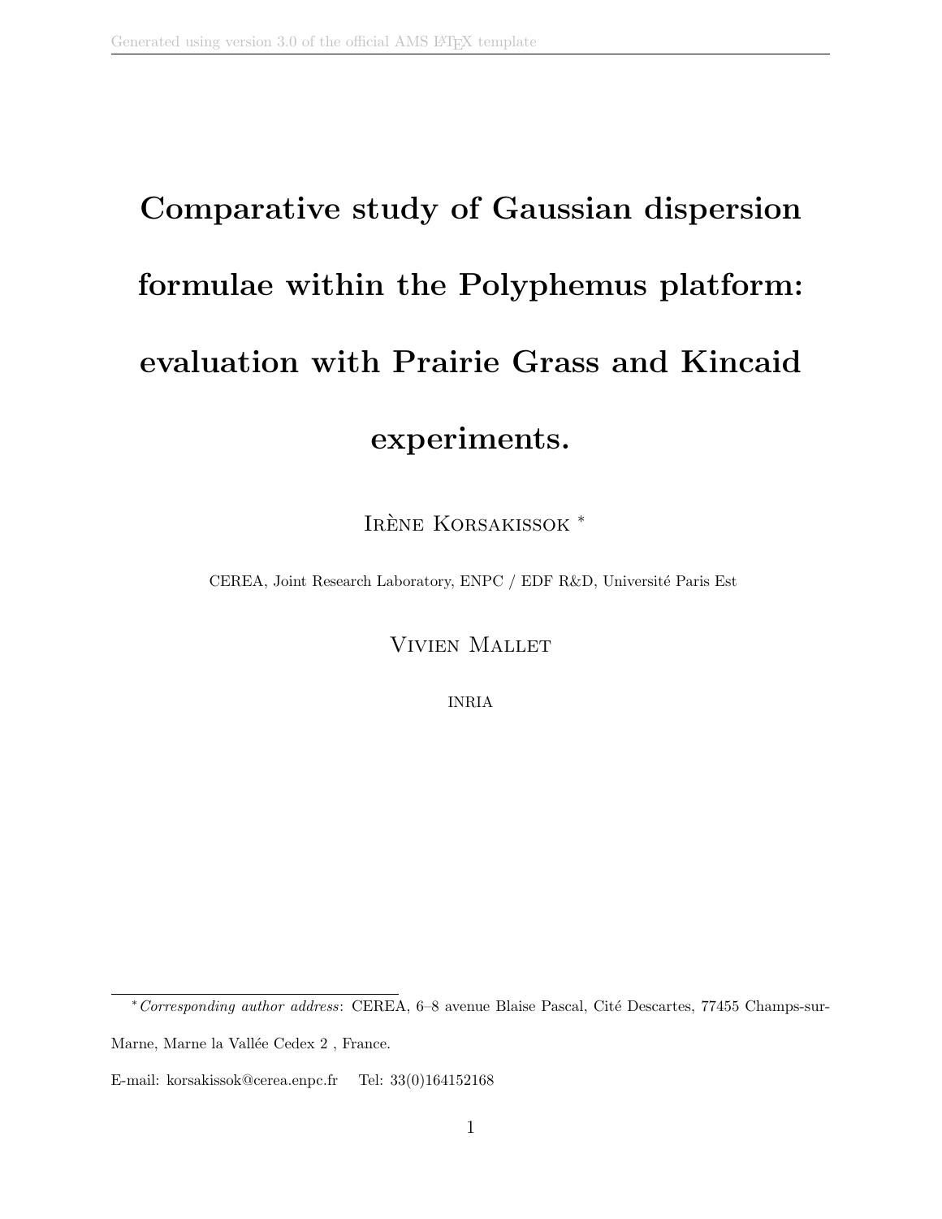# Comparative study of Gaussian dispersion formulae within the Polyphemus platform: evaluation with Prairie Grass and Kincaid experiments.

Irène Korsakissok *

CEREA, Joint Research Laboratory, ENPC / EDF R&D, Université Paris Est

Vivien Mallet

INRIA

---

*Corresponding author address: CEREA, 6–8 avenue Blaise Pascal, Cité Descartes, 77455 Champs-sur-Marne, Marne la Vallée Cedex 2 , France.

E-mail: korsakissok@cerea.enpc.fr Tel: 33(0)164152168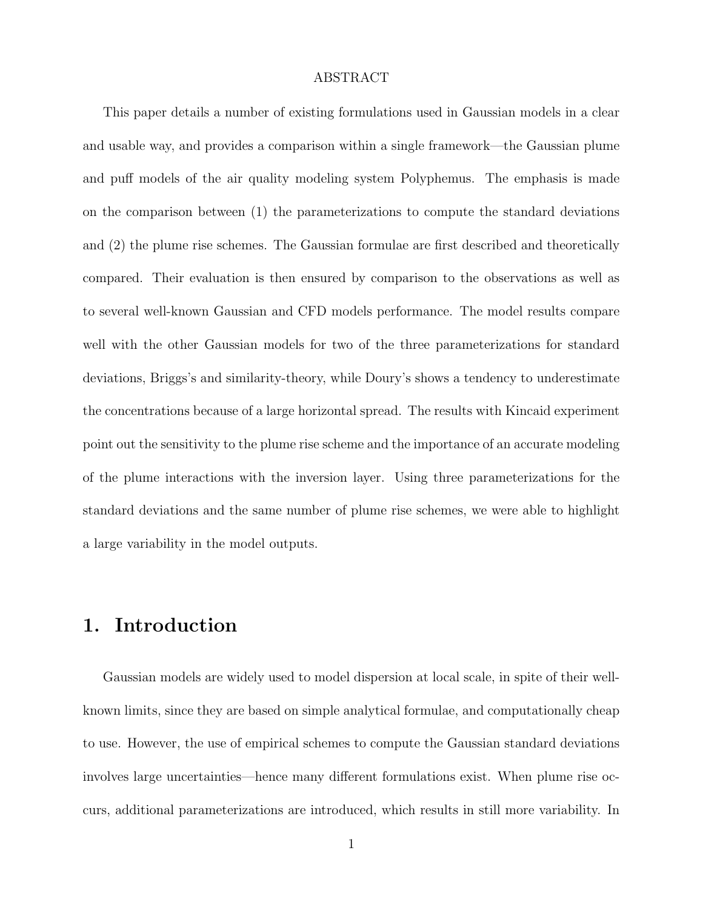ABSTRACT

This paper details a number of existing formulations used in Gaussian models in a clear and usable way, and provides a comparison within a single framework—the Gaussian plume and puff models of the air quality modeling system Polyphemus. The emphasis is made on the comparison between (1) the parameterizations to compute the standard deviations and (2) the plume rise schemes. The Gaussian formulae are first described and theoretically compared. Their evaluation is then ensured by comparison to the observations as well as to several well-known Gaussian and CFD models performance. The model results compare well with the other Gaussian models for two of the three parameterizations for standard deviations, Briggs's and similarity-theory, while Doury's shows a tendency to underestimate the concentrations because of a large horizontal spread. The results with Kincaid experiment point out the sensitivity to the plume rise scheme and the importance of an accurate modeling of the plume interactions with the inversion layer. Using three parameterizations for the standard deviations and the same number of plume rise schemes, we were able to highlight a large variability in the model outputs.

# 1. Introduction

Gaussian models are widely used to model dispersion at local scale, in spite of their well-known limits, since they are based on simple analytical formulae, and computationally cheap to use. However, the use of empirical schemes to compute the Gaussian standard deviations involves large uncertainties—hence many different formulations exist. When plume rise occurs, additional parameterizations are introduced, which results in still more variability. In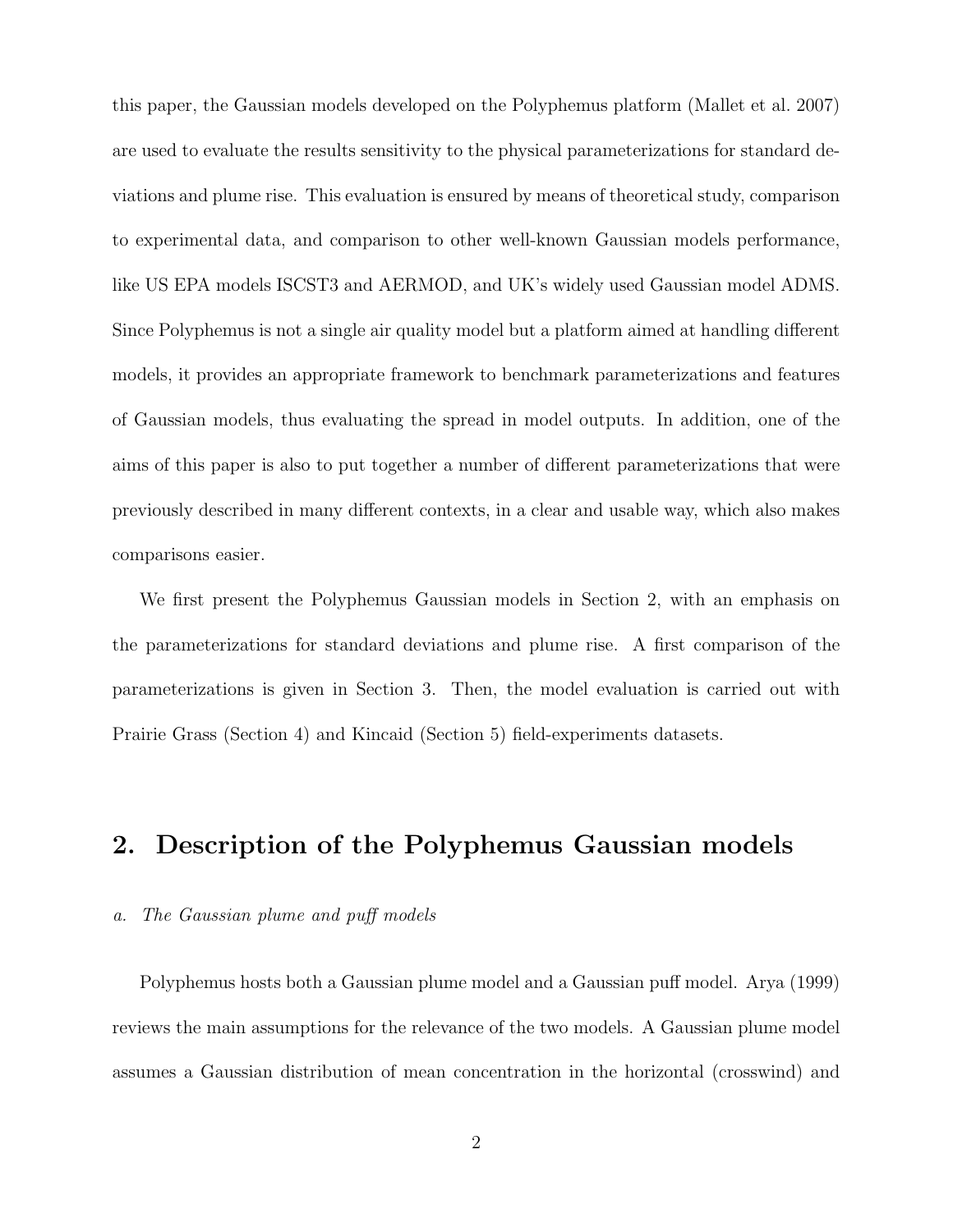this paper, the Gaussian models developed on the Polyphemus platform (Mallet et al. 2007) are used to evaluate the results sensitivity to the physical parameterizations for standard deviations and plume rise. This evaluation is ensured by means of theoretical study, comparison to experimental data, and comparison to other well-known Gaussian models performance, like US EPA models ISCST3 and AERMOD, and UK's widely used Gaussian model ADMS. Since Polyphemus is not a single air quality model but a platform aimed at handling different models, it provides an appropriate framework to benchmark parameterizations and features of Gaussian models, thus evaluating the spread in model outputs. In addition, one of the aims of this paper is also to put together a number of different parameterizations that were previously described in many different contexts, in a clear and usable way, which also makes comparisons easier.

We first present the Polyphemus Gaussian models in Section 2, with an emphasis on the parameterizations for standard deviations and plume rise. A first comparison of the parameterizations is given in Section 3. Then, the model evaluation is carried out with Prairie Grass (Section 4) and Kincaid (Section 5) field-experiments datasets.

## 2. Description of the Polyphemus Gaussian models

### *a. The Gaussian plume and puff models*

Polyphemus hosts both a Gaussian plume model and a Gaussian puff model. Arya (1999) reviews the main assumptions for the relevance of the two models. A Gaussian plume model assumes a Gaussian distribution of mean concentration in the horizontal (crosswind) and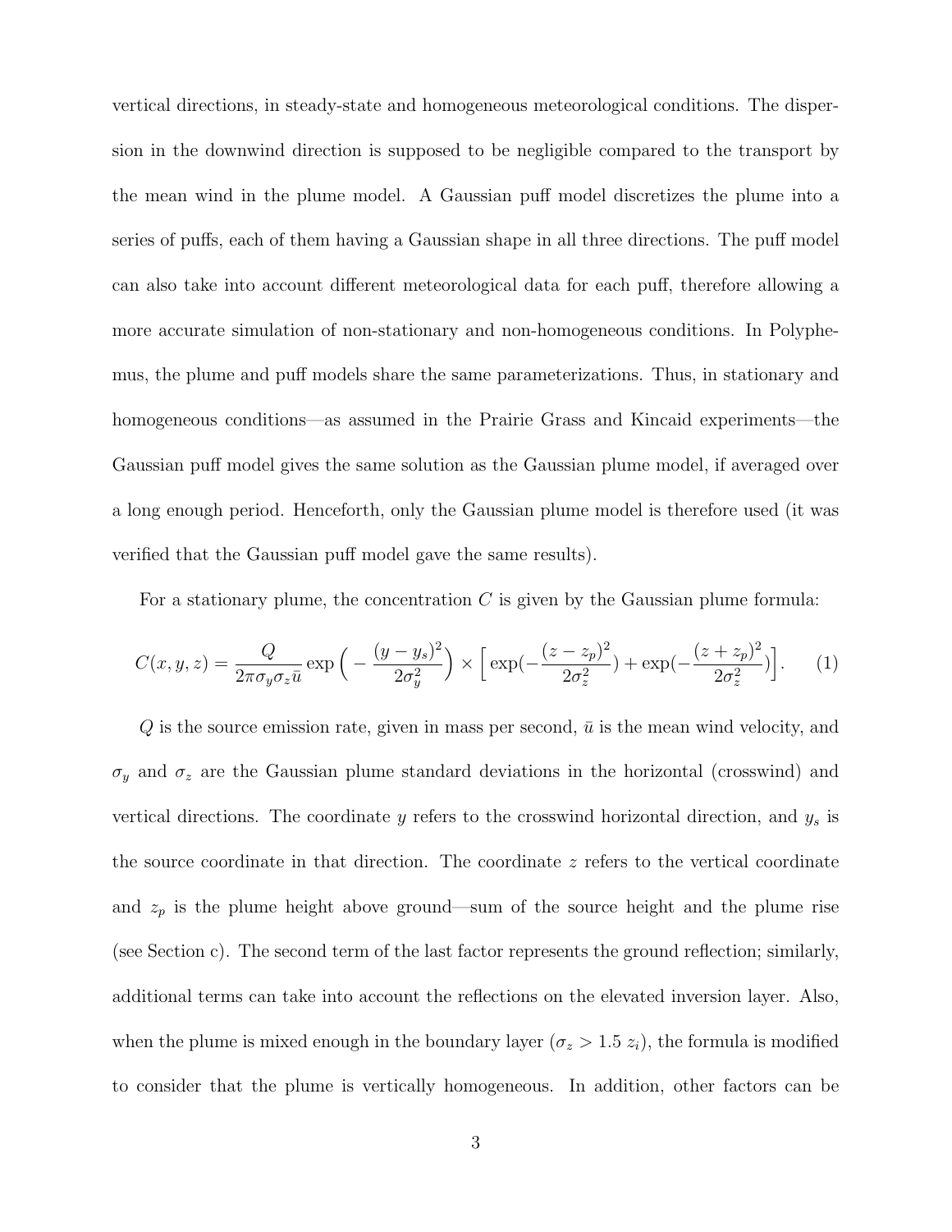vertical directions, in steady-state and homogeneous meteorological conditions. The dispersion in the downwind direction is supposed to be negligible compared to the transport by the mean wind in the plume model. A Gaussian puff model discretizes the plume into a series of puffs, each of them having a Gaussian shape in all three directions. The puff model can also take into account different meteorological data for each puff, therefore allowing a more accurate simulation of non-stationary and non-homogeneous conditions. In Polyphemus, the plume and puff models share the same parameterizations. Thus, in stationary and homogeneous conditions—as assumed in the Prairie Grass and Kincaid experiments—the Gaussian puff model gives the same solution as the Gaussian plume model, if averaged over a long enough period. Henceforth, only the Gaussian plume model is therefore used (it was verified that the Gaussian puff model gave the same results).

For a stationary plume, the concentration $C$ is given by the Gaussian plume formula:

$$C(x,y,z) = \frac{Q}{2\pi\sigma_y\sigma_z\bar{u}} \exp\Big(-\frac{(y-y_s)^2}{2\sigma_y^2}\Big) \times \Big[\exp(-\frac{(z-z_p)^2}{2\sigma_z^2}) + \exp(-\frac{(z+z_p)^2}{2\sigma_z^2})\Big]. \qquad (1)$$

$Q$ is the source emission rate, given in mass per second, $\bar{u}$ is the mean wind velocity, and $\sigma_y$ and $\sigma_z$ are the Gaussian plume standard deviations in the horizontal (crosswind) and vertical directions. The coordinate $y$ refers to the crosswind horizontal direction, and $y_s$ is the source coordinate in that direction. The coordinate $z$ refers to the vertical coordinate and $z_p$ is the plume height above ground—sum of the source height and the plume rise (see Section c). The second term of the last factor represents the ground reflection; similarly, additional terms can take into account the reflections on the elevated inversion layer. Also, when the plume is mixed enough in the boundary layer ($\sigma_z > 1.5\ z_i$), the formula is modified to consider that the plume is vertically homogeneous. In addition, other factors can be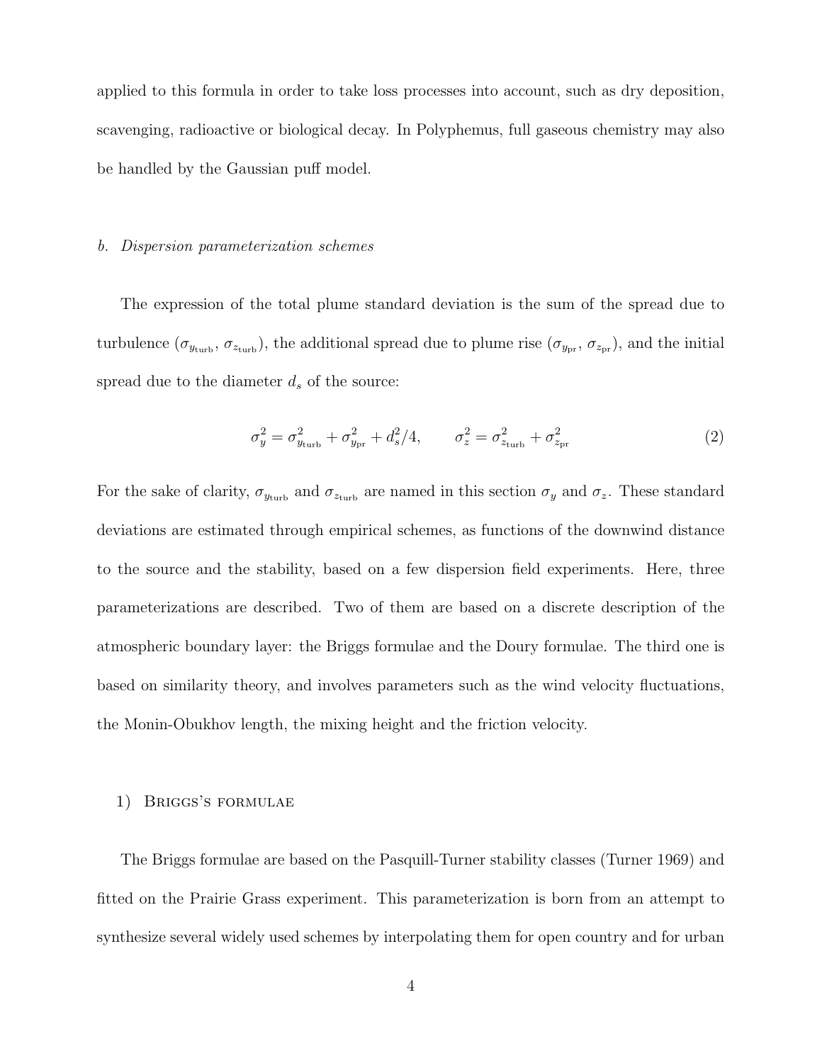applied to this formula in order to take loss processes into account, such as dry deposition, scavenging, radioactive or biological decay. In Polyphemus, full gaseous chemistry may also be handled by the Gaussian puff model.

### *b. Dispersion parameterization schemes*

The expression of the total plume standard deviation is the sum of the spread due to turbulence ($\sigma_{y_{\text{turb}}}$, $\sigma_{z_{\text{turb}}}$), the additional spread due to plume rise ($\sigma_{y_{\text{pr}}}$, $\sigma_{z_{\text{pr}}}$), and the initial spread due to the diameter $d_s$ of the source:

$$\sigma_y^2 = \sigma_{y_{\text{turb}}}^2 + \sigma_{y_{\text{pr}}}^2 + d_s^2/4, \qquad \sigma_z^2 = \sigma_{z_{\text{turb}}}^2 + \sigma_{z_{\text{pr}}}^2 \tag{2}$$

For the sake of clarity, $\sigma_{y_{\text{turb}}}$ and $\sigma_{z_{\text{turb}}}$ are named in this section $\sigma_y$ and $\sigma_z$. These standard deviations are estimated through empirical schemes, as functions of the downwind distance to the source and the stability, based on a few dispersion field experiments. Here, three parameterizations are described. Two of them are based on a discrete description of the atmospheric boundary layer: the Briggs formulae and the Doury formulae. The third one is based on similarity theory, and involves parameters such as the wind velocity fluctuations, the Monin-Obukhov length, the mixing height and the friction velocity.

#### 1) Briggs's formulae

The Briggs formulae are based on the Pasquill-Turner stability classes (Turner 1969) and fitted on the Prairie Grass experiment. This parameterization is born from an attempt to synthesize several widely used schemes by interpolating them for open country and for urban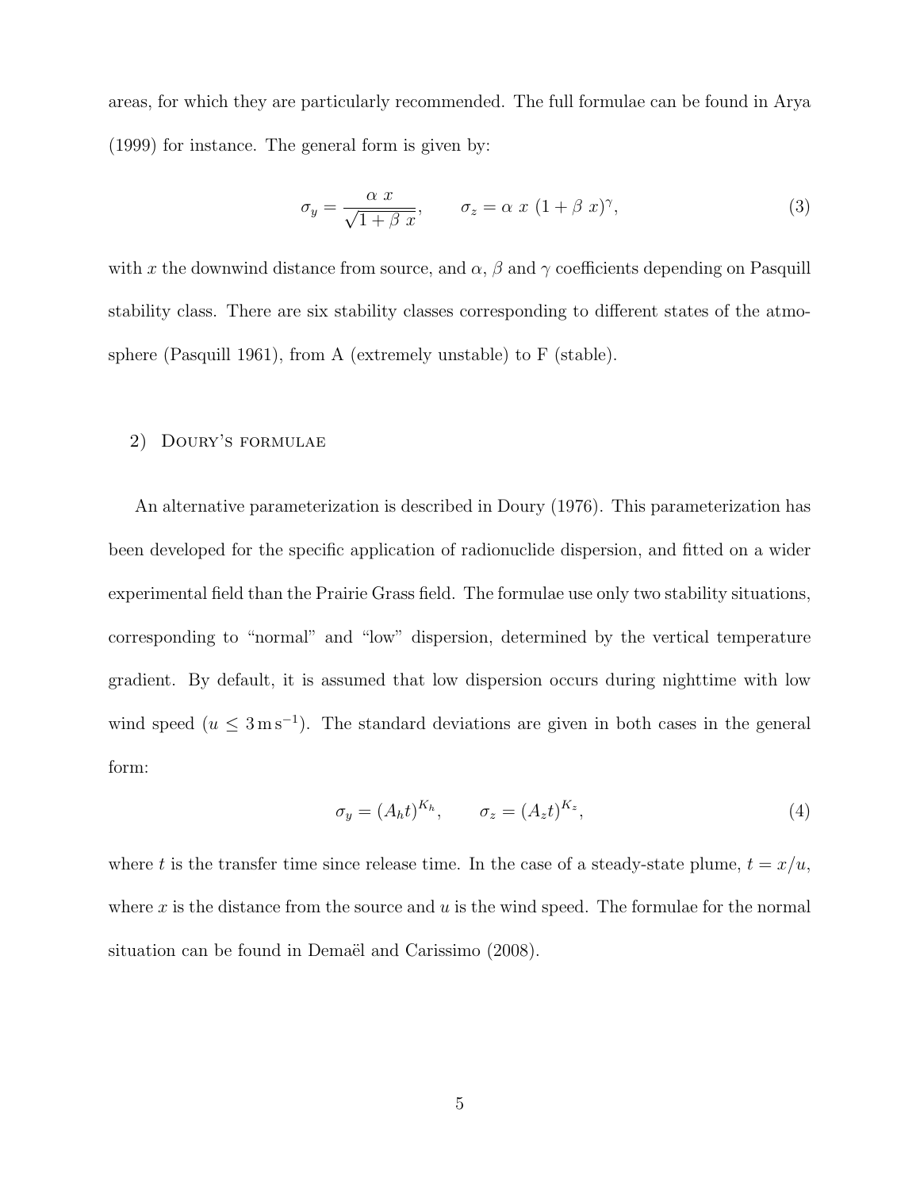areas, for which they are particularly recommended. The full formulae can be found in Arya (1999) for instance. The general form is given by:

$$\sigma_y = \frac{\alpha\ x}{\sqrt{1+\beta\ x}}, \qquad \sigma_z = \alpha\ x\ (1+\beta\ x)^{\gamma}, \tag{3}$$

with $x$ the downwind distance from source, and $\alpha$, $\beta$ and $\gamma$ coefficients depending on Pasquill stability class. There are six stability classes corresponding to different states of the atmosphere (Pasquill 1961), from A (extremely unstable) to F (stable).

#### 2) Doury's formulae

An alternative parameterization is described in Doury (1976). This parameterization has been developed for the specific application of radionuclide dispersion, and fitted on a wider experimental field than the Prairie Grass field. The formulae use only two stability situations, corresponding to "normal" and "low" dispersion, determined by the vertical temperature gradient. By default, it is assumed that low dispersion occurs during nighttime with low wind speed ($u \leq 3\,\mathrm{m\,s^{-1}}$). The standard deviations are given in both cases in the general form:

$$\sigma_y = (A_h t)^{K_h}, \qquad \sigma_z = (A_z t)^{K_z}, \tag{4}$$

where $t$ is the transfer time since release time. In the case of a steady-state plume, $t = x/u$, where $x$ is the distance from the source and $u$ is the wind speed. The formulae for the normal situation can be found in Demaël and Carissimo (2008).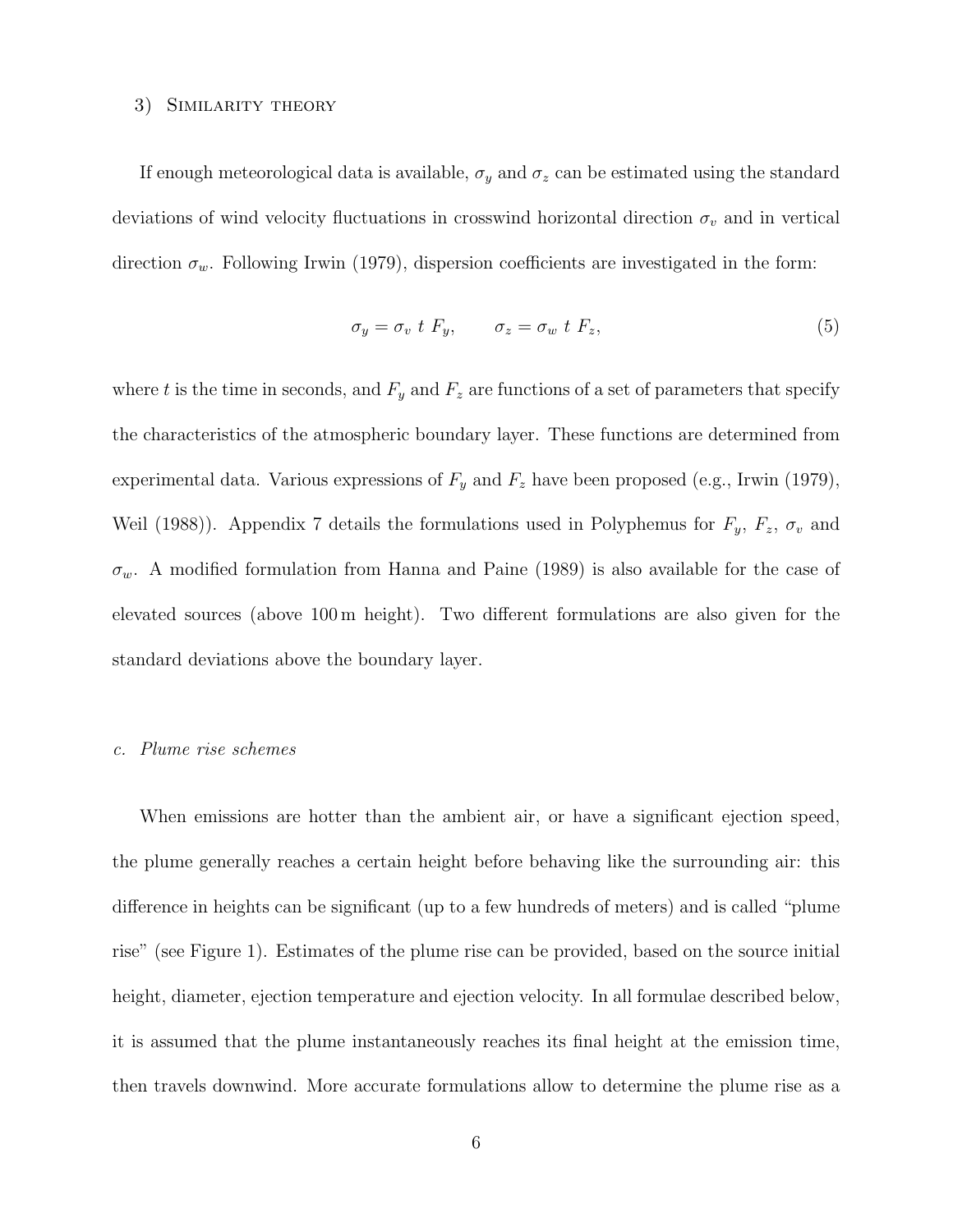### 3) Similarity theory

If enough meteorological data is available, $\sigma_y$ and $\sigma_z$ can be estimated using the standard deviations of wind velocity fluctuations in crosswind horizontal direction $\sigma_v$ and in vertical direction $\sigma_w$. Following Irwin (1979), dispersion coefficients are investigated in the form:

$$\sigma_y = \sigma_v \; t \; F_y, \qquad \sigma_z = \sigma_w \; t \; F_z, \tag{5}$$

where $t$ is the time in seconds, and $F_y$ and $F_z$ are functions of a set of parameters that specify the characteristics of the atmospheric boundary layer. These functions are determined from experimental data. Various expressions of $F_y$ and $F_z$ have been proposed (e.g., Irwin (1979), Weil (1988)). Appendix 7 details the formulations used in Polyphemus for $F_y$, $F_z$, $\sigma_v$ and $\sigma_w$. A modified formulation from Hanna and Paine (1989) is also available for the case of elevated sources (above 100 m height). Two different formulations are also given for the standard deviations above the boundary layer.

## c. *Plume rise schemes*

When emissions are hotter than the ambient air, or have a significant ejection speed, the plume generally reaches a certain height before behaving like the surrounding air: this difference in heights can be significant (up to a few hundreds of meters) and is called "plume rise" (see Figure 1). Estimates of the plume rise can be provided, based on the source initial height, diameter, ejection temperature and ejection velocity. In all formulae described below, it is assumed that the plume instantaneously reaches its final height at the emission time, then travels downwind. More accurate formulations allow to determine the plume rise as a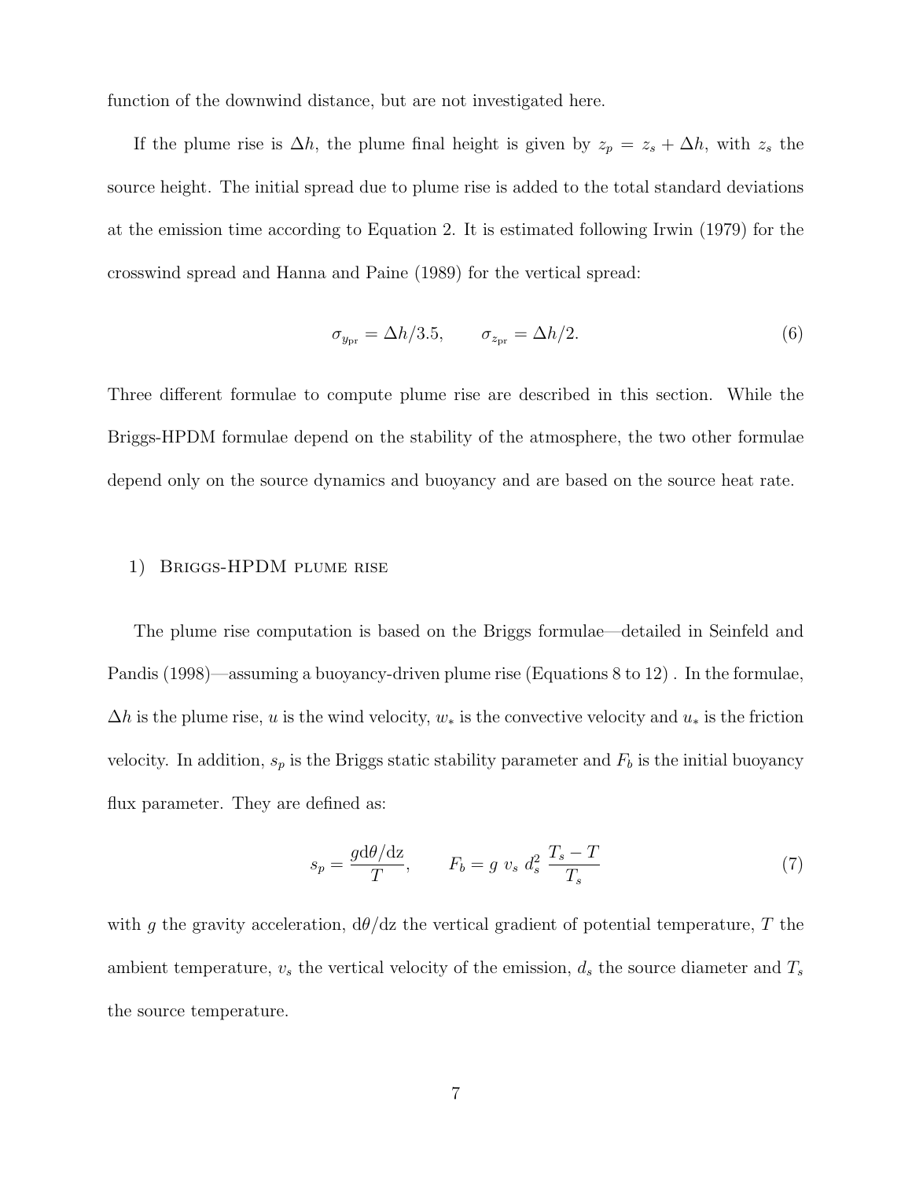function of the downwind distance, but are not investigated here.

If the plume rise is $\Delta h$, the plume final height is given by $z_p = z_s + \Delta h$, with $z_s$ the source height. The initial spread due to plume rise is added to the total standard deviations at the emission time according to Equation 2. It is estimated following Irwin (1979) for the crosswind spread and Hanna and Paine (1989) for the vertical spread:

$$\sigma_{y_{\mathrm{pr}}} = \Delta h/3.5, \qquad \sigma_{z_{\mathrm{pr}}} = \Delta h/2. \tag{6}$$

Three different formulae to compute plume rise are described in this section. While the Briggs-HPDM formulae depend on the stability of the atmosphere, the two other formulae depend only on the source dynamics and buoyancy and are based on the source heat rate.

### 1) Briggs-HPDM plume rise

The plume rise computation is based on the Briggs formulae—detailed in Seinfeld and Pandis (1998)—assuming a buoyancy-driven plume rise (Equations 8 to 12) . In the formulae, $\Delta h$ is the plume rise, $u$ is the wind velocity, $w_*$ is the convective velocity and $u_*$ is the friction velocity. In addition, $s_p$ is the Briggs static stability parameter and $F_b$ is the initial buoyancy flux parameter. They are defined as:

$$s_p = \frac{g \mathrm{d}\theta/\mathrm{dz}}{T}, \qquad F_b = g\ v_s\ d_s^2\ \frac{T_s - T}{T_s} \tag{7}$$

with $g$ the gravity acceleration, $\mathrm{d}\theta/\mathrm{dz}$ the vertical gradient of potential temperature, $T$ the ambient temperature, $v_s$ the vertical velocity of the emission, $d_s$ the source diameter and $T_s$ the source temperature.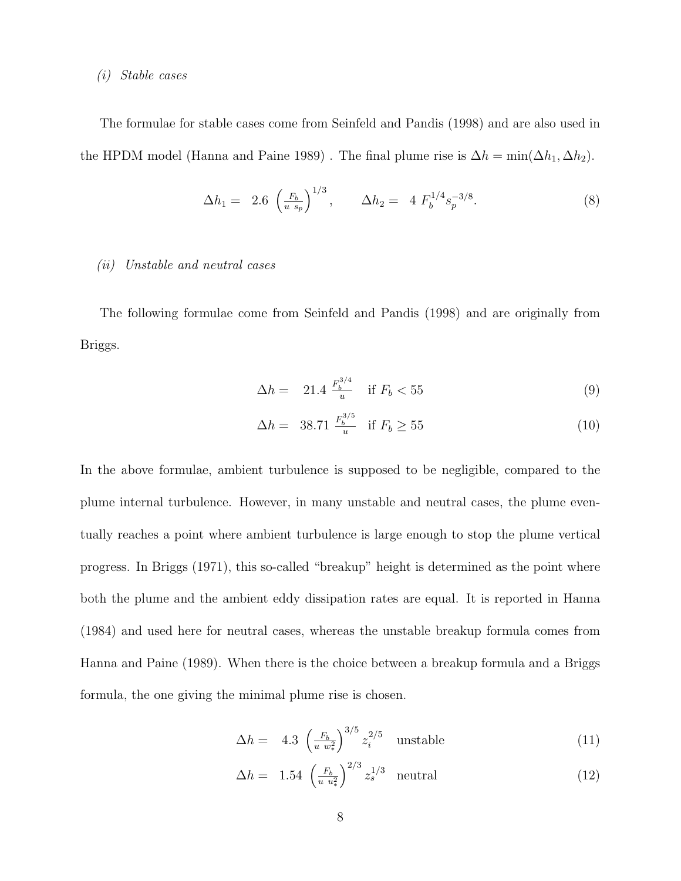*(i) Stable cases*

The formulae for stable cases come from Seinfeld and Pandis (1998) and are also used in the HPDM model (Hanna and Paine 1989) . The final plume rise is $\Delta h = \min(\Delta h_1, \Delta h_2)$.

$$\Delta h_1 = \ 2.6 \ \left(\frac{F_b}{u \ s_p}\right)^{1/3}, \qquad \Delta h_2 = \ 4 \ F_b^{1/4} s_p^{-3/8}. \tag{8}$$

*(ii) Unstable and neutral cases*

The following formulae come from Seinfeld and Pandis (1998) and are originally from Briggs.

$$\Delta h = \ 21.4 \ \frac{F_b^{3/4}}{u} \quad \text{if } F_b < 55 \tag{9}$$

$$\Delta h = \ 38.71 \ \frac{F_b^{3/5}}{u} \quad \text{if } F_b \geq 55 \tag{10}$$

In the above formulae, ambient turbulence is supposed to be negligible, compared to the plume internal turbulence. However, in many unstable and neutral cases, the plume eventually reaches a point where ambient turbulence is large enough to stop the plume vertical progress. In Briggs (1971), this so-called "breakup" height is determined as the point where both the plume and the ambient eddy dissipation rates are equal. It is reported in Hanna (1984) and used here for neutral cases, whereas the unstable breakup formula comes from Hanna and Paine (1989). When there is the choice between a breakup formula and a Briggs formula, the one giving the minimal plume rise is chosen.

$$\Delta h = \ 4.3 \ \left(\frac{F_b}{u \ w_*^2}\right)^{3/5} z_i^{2/5} \quad \text{unstable} \tag{11}$$

$$\Delta h = \ 1.54 \ \left(\frac{F_b}{u \ u_*^2}\right)^{2/3} z_s^{1/3} \quad \text{neutral} \tag{12}$$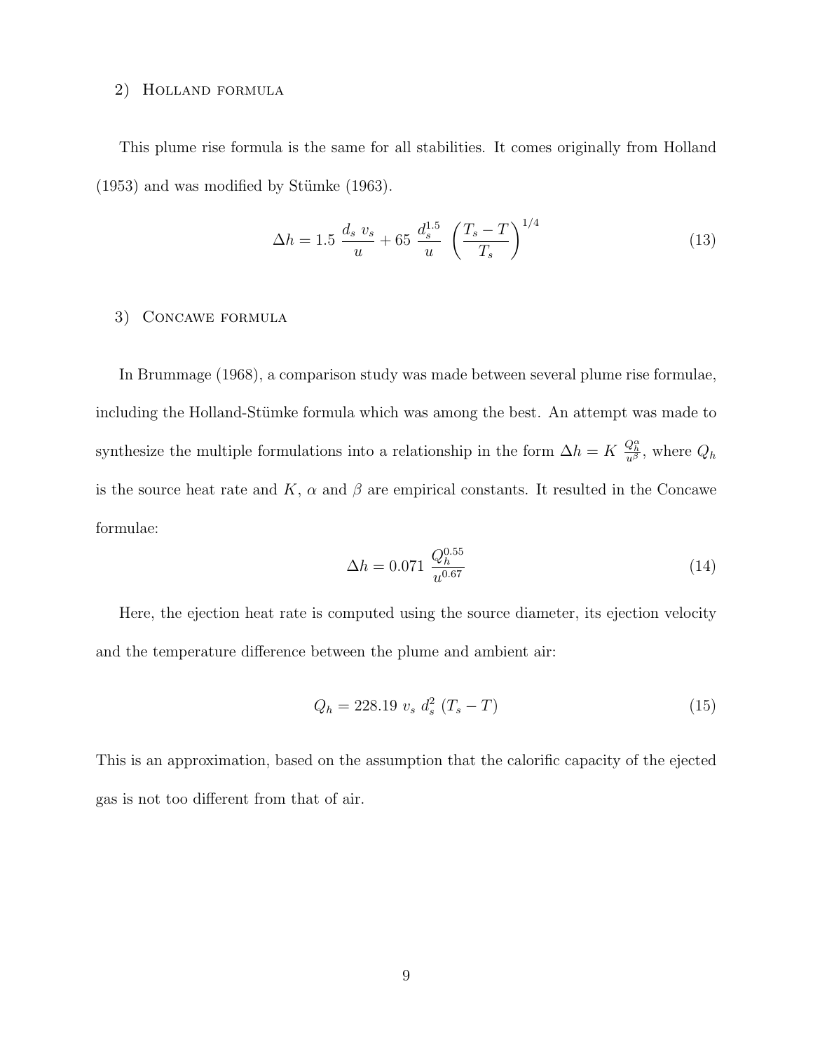#### 2) Holland formula

This plume rise formula is the same for all stabilities. It comes originally from Holland (1953) and was modified by Stümke (1963).

$$\Delta h = 1.5 \; \frac{d_s \; v_s}{u} + 65 \; \frac{d_s^{1.5}}{u} \; \left( \frac{T_s - T}{T_s} \right)^{1/4} \tag{13}$$

#### 3) Concawe formula

In Brummage (1968), a comparison study was made between several plume rise formulae, including the Holland-Stümke formula which was among the best. An attempt was made to synthesize the multiple formulations into a relationship in the form $\Delta h = K \; \frac{Q_h^\alpha}{u^\beta}$, where $Q_h$ is the source heat rate and $K$, $\alpha$ and $\beta$ are empirical constants. It resulted in the Concawe formulae:

$$\Delta h = 0.071 \; \frac{Q_h^{0.55}}{u^{0.67}} \tag{14}$$

Here, the ejection heat rate is computed using the source diameter, its ejection velocity and the temperature difference between the plume and ambient air:

$$Q_h = 228.19 \; v_s \; d_s^2 \; (T_s - T) \tag{15}$$

This is an approximation, based on the assumption that the calorific capacity of the ejected gas is not too different from that of air.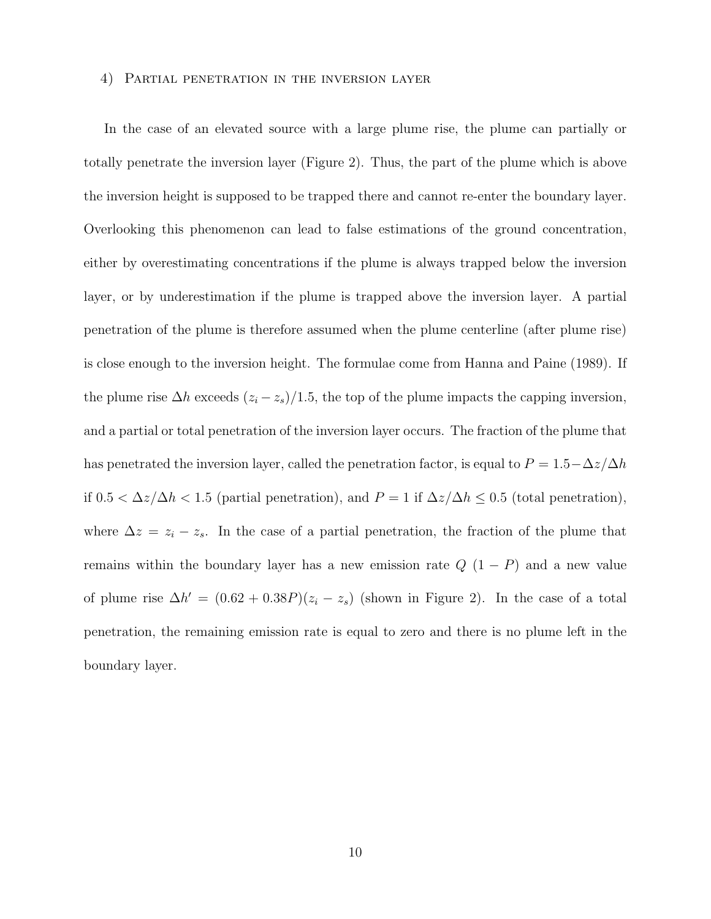#### 4) Partial penetration in the inversion layer

In the case of an elevated source with a large plume rise, the plume can partially or totally penetrate the inversion layer (Figure 2). Thus, the part of the plume which is above the inversion height is supposed to be trapped there and cannot re-enter the boundary layer. Overlooking this phenomenon can lead to false estimations of the ground concentration, either by overestimating concentrations if the plume is always trapped below the inversion layer, or by underestimation if the plume is trapped above the inversion layer. A partial penetration of the plume is therefore assumed when the plume centerline (after plume rise) is close enough to the inversion height. The formulae come from Hanna and Paine (1989). If the plume rise $\Delta h$ exceeds $(z_i - z_s)/1.5$, the top of the plume impacts the capping inversion, and a partial or total penetration of the inversion layer occurs. The fraction of the plume that has penetrated the inversion layer, called the penetration factor, is equal to $P = 1.5 - \Delta z/\Delta h$ if $0.5 < \Delta z/\Delta h < 1.5$ (partial penetration), and $P = 1$ if $\Delta z/\Delta h \leq 0.5$ (total penetration), where $\Delta z = z_i - z_s$. In the case of a partial penetration, the fraction of the plume that remains within the boundary layer has a new emission rate $Q\ (1 - P)$ and a new value of plume rise $\Delta h' = (0.62 + 0.38P)(z_i - z_s)$ (shown in Figure 2). In the case of a total penetration, the remaining emission rate is equal to zero and there is no plume left in the boundary layer.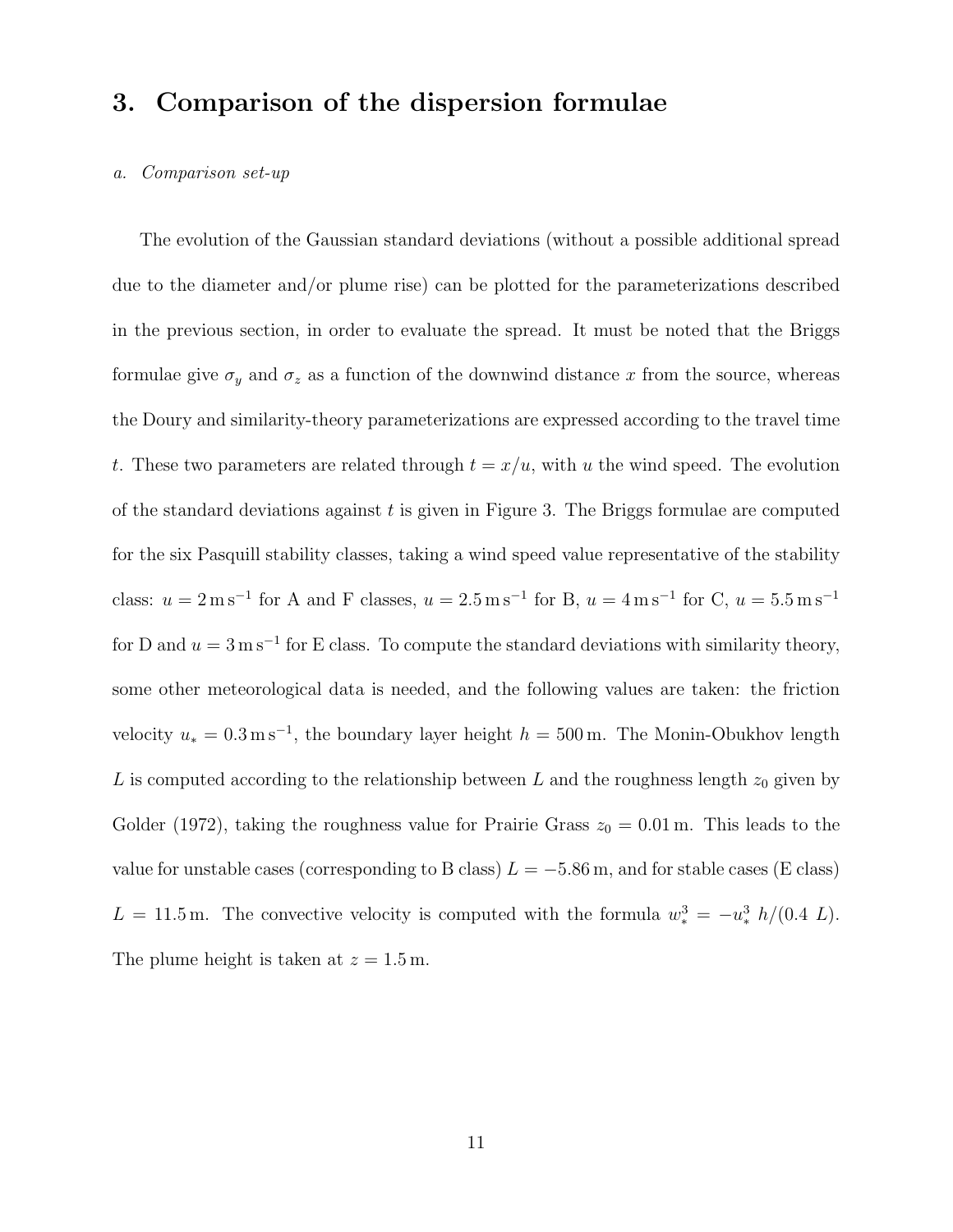# 3. Comparison of the dispersion formulae

### *a. Comparison set-up*

The evolution of the Gaussian standard deviations (without a possible additional spread due to the diameter and/or plume rise) can be plotted for the parameterizations described in the previous section, in order to evaluate the spread. It must be noted that the Briggs formulae give $\sigma_y$ and $\sigma_z$ as a function of the downwind distance $x$ from the source, whereas the Doury and similarity-theory parameterizations are expressed according to the travel time $t$. These two parameters are related through $t = x/u$, with $u$ the wind speed. The evolution of the standard deviations against $t$ is given in Figure 3. The Briggs formulae are computed for the six Pasquill stability classes, taking a wind speed value representative of the stability class: $u = 2\,\mathrm{m\,s^{-1}}$ for A and F classes, $u = 2.5\,\mathrm{m\,s^{-1}}$ for B, $u = 4\,\mathrm{m\,s^{-1}}$ for C, $u = 5.5\,\mathrm{m\,s^{-1}}$ for D and $u = 3\,\mathrm{m\,s^{-1}}$ for E class. To compute the standard deviations with similarity theory, some other meteorological data is needed, and the following values are taken: the friction velocity $u_* = 0.3\,\mathrm{m\,s^{-1}}$, the boundary layer height $h = 500\,\mathrm{m}$. The Monin-Obukhov length $L$ is computed according to the relationship between $L$ and the roughness length $z_0$ given by Golder (1972), taking the roughness value for Prairie Grass $z_0 = 0.01\,\mathrm{m}$. This leads to the value for unstable cases (corresponding to B class) $L = -5.86\,\mathrm{m}$, and for stable cases (E class) $L = 11.5\,\mathrm{m}$. The convective velocity is computed with the formula $w_*^3 = -u_*^3\ h/(0.4\ L)$. The plume height is taken at $z = 1.5\,\mathrm{m}$.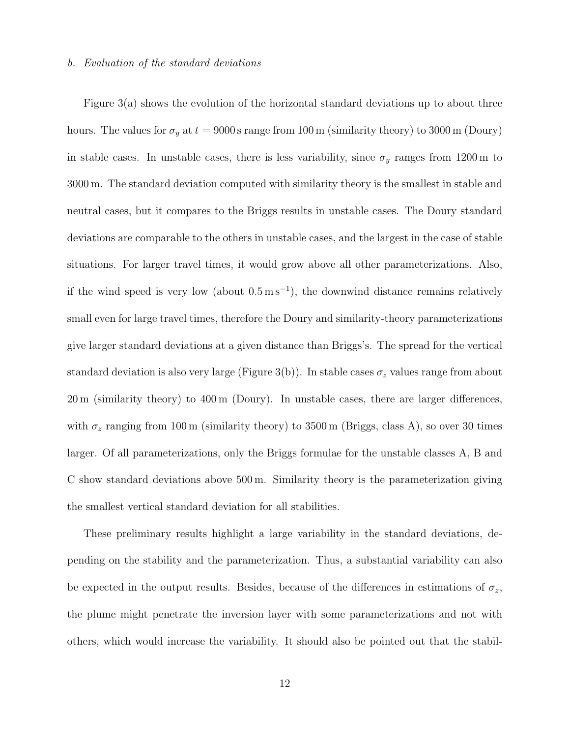### *b. Evaluation of the standard deviations*

Figure 3(a) shows the evolution of the horizontal standard deviations up to about three hours. The values for $\sigma_y$ at $t = 9000\,\mathrm{s}$ range from 100 m (similarity theory) to 3000 m (Doury) in stable cases. In unstable cases, there is less variability, since $\sigma_y$ ranges from 1200 m to 3000 m. The standard deviation computed with similarity theory is the smallest in stable and neutral cases, but it compares to the Briggs results in unstable cases. The Doury standard deviations are comparable to the others in unstable cases, and the largest in the case of stable situations. For larger travel times, it would grow above all other parameterizations. Also, if the wind speed is very low (about $0.5\,\mathrm{m\,s^{-1}}$), the downwind distance remains relatively small even for large travel times, therefore the Doury and similarity-theory parameterizations give larger standard deviations at a given distance than Briggs's. The spread for the vertical standard deviation is also very large (Figure 3(b)). In stable cases $\sigma_z$ values range from about 20 m (similarity theory) to 400 m (Doury). In unstable cases, there are larger differences, with $\sigma_z$ ranging from 100 m (similarity theory) to 3500 m (Briggs, class A), so over 30 times larger. Of all parameterizations, only the Briggs formulae for the unstable classes A, B and C show standard deviations above 500 m. Similarity theory is the parameterization giving the smallest vertical standard deviation for all stabilities.

These preliminary results highlight a large variability in the standard deviations, depending on the stability and the parameterization. Thus, a substantial variability can also be expected in the output results. Besides, because of the differences in estimations of $\sigma_z$, the plume might penetrate the inversion layer with some parameterizations and not with others, which would increase the variability. It should also be pointed out that the stabil-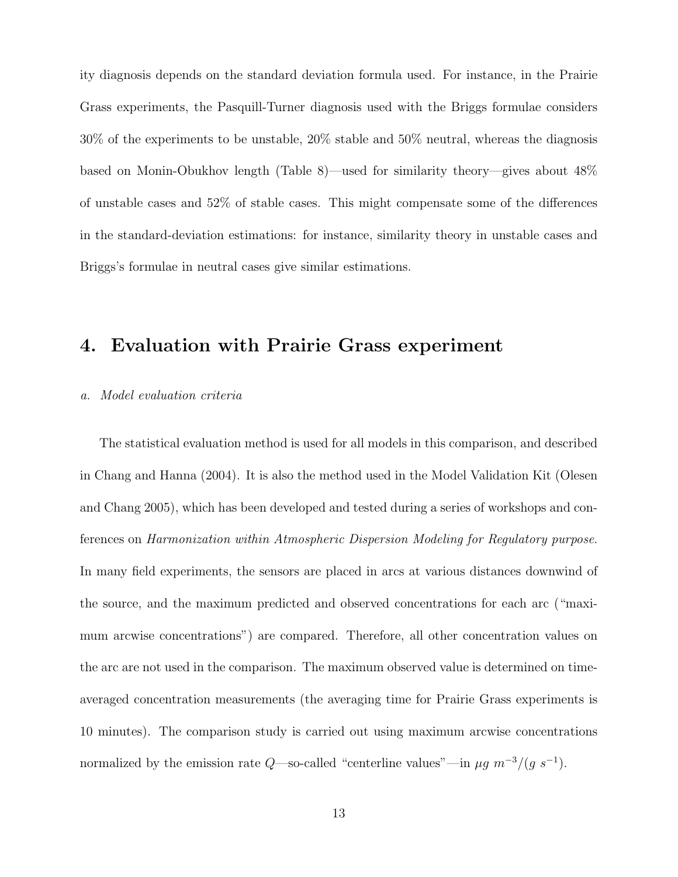ity diagnosis depends on the standard deviation formula used. For instance, in the Prairie Grass experiments, the Pasquill-Turner diagnosis used with the Briggs formulae considers 30% of the experiments to be unstable, 20% stable and 50% neutral, whereas the diagnosis based on Monin-Obukhov length (Table 8)—used for similarity theory—gives about 48% of unstable cases and 52% of stable cases. This might compensate some of the differences in the standard-deviation estimations: for instance, similarity theory in unstable cases and Briggs's formulae in neutral cases give similar estimations.

# 4. Evaluation with Prairie Grass experiment

### *a. Model evaluation criteria*

The statistical evaluation method is used for all models in this comparison, and described in Chang and Hanna (2004). It is also the method used in the Model Validation Kit (Olesen and Chang 2005), which has been developed and tested during a series of workshops and conferences on *Harmonization within Atmospheric Dispersion Modeling for Regulatory purpose*. In many field experiments, the sensors are placed in arcs at various distances downwind of the source, and the maximum predicted and observed concentrations for each arc ("maximum arcwise concentrations") are compared. Therefore, all other concentration values on the arc are not used in the comparison. The maximum observed value is determined on time-averaged concentration measurements (the averaging time for Prairie Grass experiments is 10 minutes). The comparison study is carried out using maximum arcwise concentrations normalized by the emission rate $Q$—so-called "centerline values"—in $\mu g\ m^{-3}/(g\ s^{-1})$.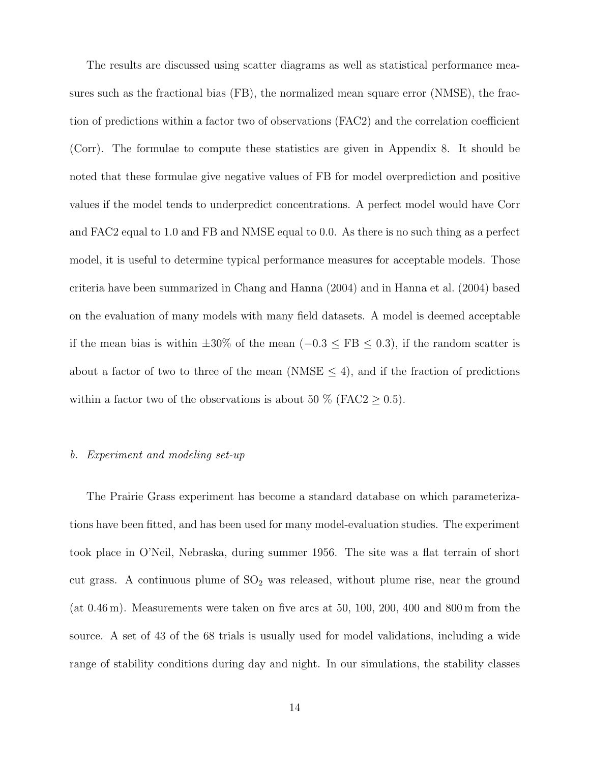The results are discussed using scatter diagrams as well as statistical performance measures such as the fractional bias (FB), the normalized mean square error (NMSE), the fraction of predictions within a factor two of observations (FAC2) and the correlation coefficient (Corr). The formulae to compute these statistics are given in Appendix 8. It should be noted that these formulae give negative values of FB for model overprediction and positive values if the model tends to underpredict concentrations. A perfect model would have Corr and FAC2 equal to 1.0 and FB and NMSE equal to 0.0. As there is no such thing as a perfect model, it is useful to determine typical performance measures for acceptable models. Those criteria have been summarized in Chang and Hanna (2004) and in Hanna et al. (2004) based on the evaluation of many models with many field datasets. A model is deemed acceptable if the mean bias is within $\pm 30\%$ of the mean ($-0.3 \leq \text{FB} \leq 0.3$), if the random scatter is about a factor of two to three of the mean ($\text{NMSE} \leq 4$), and if the fraction of predictions within a factor two of the observations is about 50 % ($\text{FAC2} \geq 0.5$).

### *b. Experiment and modeling set-up*

The Prairie Grass experiment has become a standard database on which parameterizations have been fitted, and has been used for many model-evaluation studies. The experiment took place in O'Neil, Nebraska, during summer 1956. The site was a flat terrain of short cut grass. A continuous plume of $SO_2$ was released, without plume rise, near the ground (at 0.46 m). Measurements were taken on five arcs at 50, 100, 200, 400 and 800 m from the source. A set of 43 of the 68 trials is usually used for model validations, including a wide range of stability conditions during day and night. In our simulations, the stability classes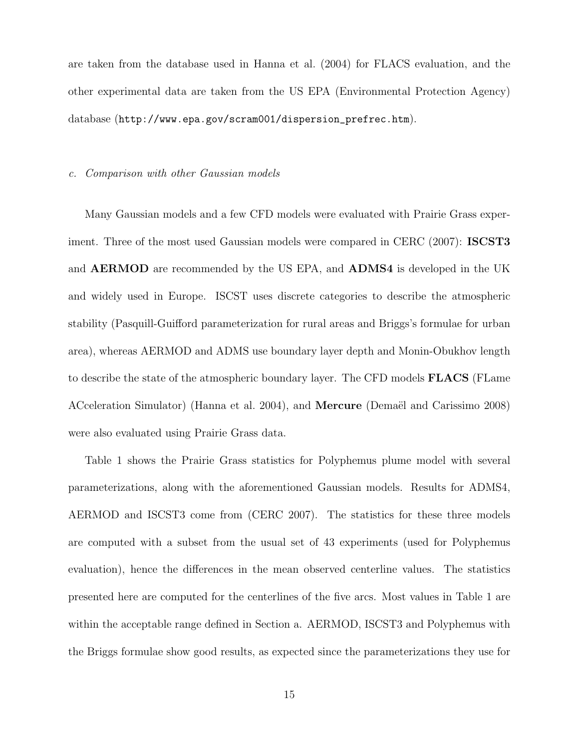are taken from the database used in Hanna et al. (2004) for FLACS evaluation, and the other experimental data are taken from the US EPA (Environmental Protection Agency) database (`http://www.epa.gov/scram001/dispersion_prefrec.htm`).

### *c. Comparison with other Gaussian models*

Many Gaussian models and a few CFD models were evaluated with Prairie Grass experiment. Three of the most used Gaussian models were compared in CERC (2007): **ISCST3** and **AERMOD** are recommended by the US EPA, and **ADMS4** is developed in the UK and widely used in Europe. ISCST uses discrete categories to describe the atmospheric stability (Pasquill-Guifford parameterization for rural areas and Briggs's formulae for urban area), whereas AERMOD and ADMS use boundary layer depth and Monin-Obukhov length to describe the state of the atmospheric boundary layer. The CFD models **FLACS** (FLame ACceleration Simulator) (Hanna et al. 2004), and **Mercure** (Demaël and Carissimo 2008) were also evaluated using Prairie Grass data.

Table 1 shows the Prairie Grass statistics for Polyphemus plume model with several parameterizations, along with the aforementioned Gaussian models. Results for ADMS4, AERMOD and ISCST3 come from (CERC 2007). The statistics for these three models are computed with a subset from the usual set of 43 experiments (used for Polyphemus evaluation), hence the differences in the mean observed centerline values. The statistics presented here are computed for the centerlines of the five arcs. Most values in Table 1 are within the acceptable range defined in Section a. AERMOD, ISCST3 and Polyphemus with the Briggs formulae show good results, as expected since the parameterizations they use for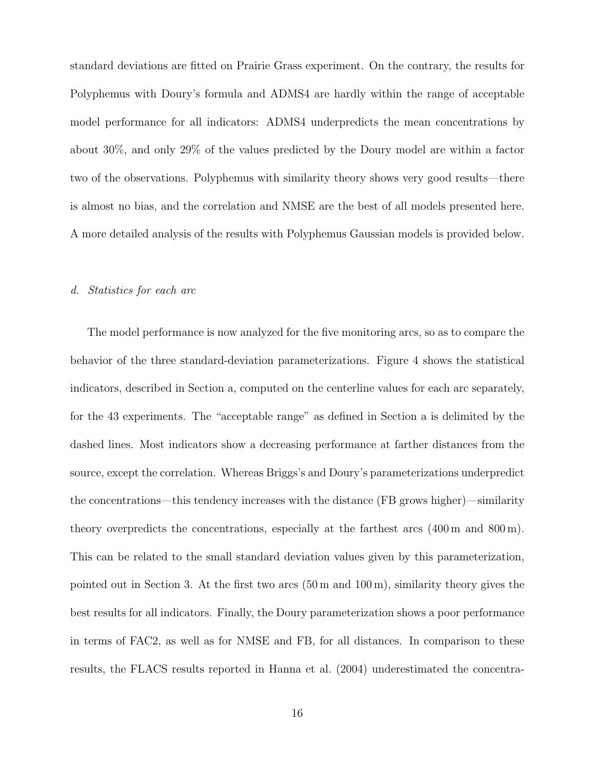standard deviations are fitted on Prairie Grass experiment. On the contrary, the results for Polyphemus with Doury's formula and ADMS4 are hardly within the range of acceptable model performance for all indicators: ADMS4 underpredicts the mean concentrations by about 30%, and only 29% of the values predicted by the Doury model are within a factor two of the observations. Polyphemus with similarity theory shows very good results—there is almost no bias, and the correlation and NMSE are the best of all models presented here. A more detailed analysis of the results with Polyphemus Gaussian models is provided below.

*d. Statistics for each arc*

The model performance is now analyzed for the five monitoring arcs, so as to compare the behavior of the three standard-deviation parameterizations. Figure 4 shows the statistical indicators, described in Section a, computed on the centerline values for each arc separately, for the 43 experiments. The "acceptable range" as defined in Section a is delimited by the dashed lines. Most indicators show a decreasing performance at farther distances from the source, except the correlation. Whereas Briggs's and Doury's parameterizations underpredict the concentrations—this tendency increases with the distance (FB grows higher)—similarity theory overpredicts the concentrations, especially at the farthest arcs (400 m and 800 m). This can be related to the small standard deviation values given by this parameterization, pointed out in Section 3. At the first two arcs (50 m and 100 m), similarity theory gives the best results for all indicators. Finally, the Doury parameterization shows a poor performance in terms of FAC2, as well as for NMSE and FB, for all distances. In comparison to these results, the FLACS results reported in Hanna et al. (2004) underestimated the concentra-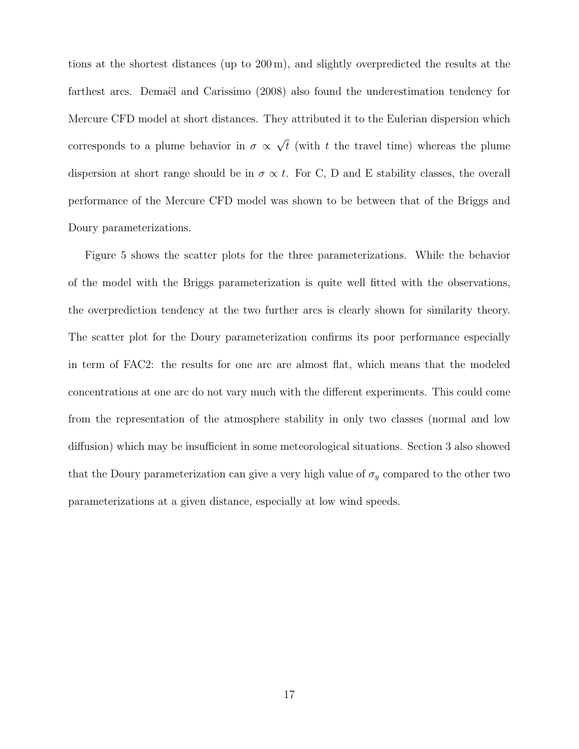tions at the shortest distances (up to 200 m), and slightly overpredicted the results at the farthest arcs. Demaël and Carissimo (2008) also found the underestimation tendency for Mercure CFD model at short distances. They attributed it to the Eulerian dispersion which corresponds to a plume behavior in $\sigma \propto \sqrt{t}$ (with $t$ the travel time) whereas the plume dispersion at short range should be in $\sigma \propto t$. For C, D and E stability classes, the overall performance of the Mercure CFD model was shown to be between that of the Briggs and Doury parameterizations.

Figure 5 shows the scatter plots for the three parameterizations. While the behavior of the model with the Briggs parameterization is quite well fitted with the observations, the overprediction tendency at the two further arcs is clearly shown for similarity theory. The scatter plot for the Doury parameterization confirms its poor performance especially in term of FAC2: the results for one arc are almost flat, which means that the modeled concentrations at one arc do not vary much with the different experiments. This could come from the representation of the atmosphere stability in only two classes (normal and low diffusion) which may be insufficient in some meteorological situations. Section 3 also showed that the Doury parameterization can give a very high value of $\sigma_y$ compared to the other two parameterizations at a given distance, especially at low wind speeds.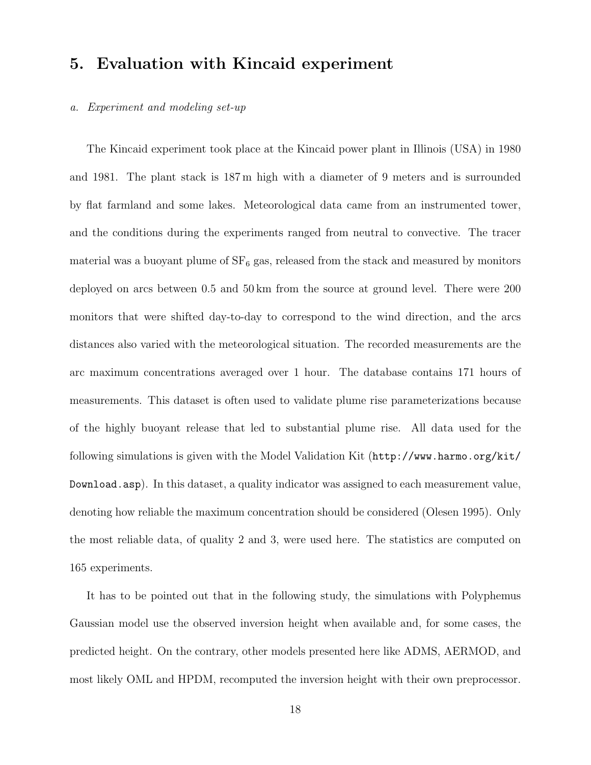## 5. Evaluation with Kincaid experiment

### *a. Experiment and modeling set-up*

The Kincaid experiment took place at the Kincaid power plant in Illinois (USA) in 1980 and 1981. The plant stack is 187 m high with a diameter of 9 meters and is surrounded by flat farmland and some lakes. Meteorological data came from an instrumented tower, and the conditions during the experiments ranged from neutral to convective. The tracer material was a buoyant plume of $SF_6$ gas, released from the stack and measured by monitors deployed on arcs between 0.5 and 50 km from the source at ground level. There were 200 monitors that were shifted day-to-day to correspond to the wind direction, and the arcs distances also varied with the meteorological situation. The recorded measurements are the arc maximum concentrations averaged over 1 hour. The database contains 171 hours of measurements. This dataset is often used to validate plume rise parameterizations because of the highly buoyant release that led to substantial plume rise. All data used for the following simulations is given with the Model Validation Kit (`http://www.harmo.org/kit/Download.asp`). In this dataset, a quality indicator was assigned to each measurement value, denoting how reliable the maximum concentration should be considered (Olesen 1995). Only the most reliable data, of quality 2 and 3, were used here. The statistics are computed on 165 experiments.

It has to be pointed out that in the following study, the simulations with Polyphemus Gaussian model use the observed inversion height when available and, for some cases, the predicted height. On the contrary, other models presented here like ADMS, AERMOD, and most likely OML and HPDM, recomputed the inversion height with their own preprocessor.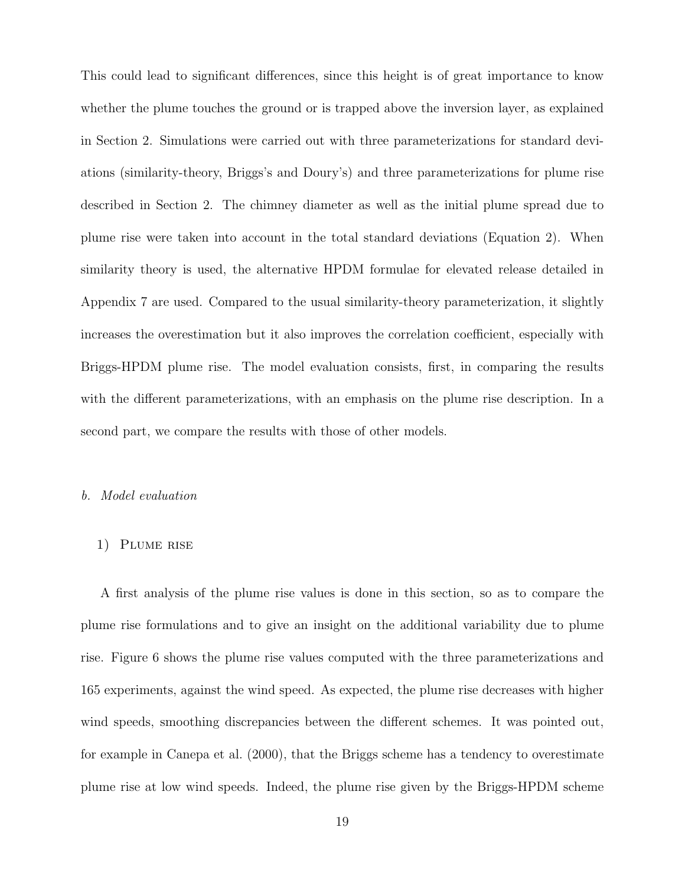This could lead to significant differences, since this height is of great importance to know whether the plume touches the ground or is trapped above the inversion layer, as explained in Section 2. Simulations were carried out with three parameterizations for standard deviations (similarity-theory, Briggs's and Doury's) and three parameterizations for plume rise described in Section 2. The chimney diameter as well as the initial plume spread due to plume rise were taken into account in the total standard deviations (Equation 2). When similarity theory is used, the alternative HPDM formulae for elevated release detailed in Appendix 7 are used. Compared to the usual similarity-theory parameterization, it slightly increases the overestimation but it also improves the correlation coefficient, especially with Briggs-HPDM plume rise. The model evaluation consists, first, in comparing the results with the different parameterizations, with an emphasis on the plume rise description. In a second part, we compare the results with those of other models.

### *b. Model evaluation*

#### 1) Plume rise

A first analysis of the plume rise values is done in this section, so as to compare the plume rise formulations and to give an insight on the additional variability due to plume rise. Figure 6 shows the plume rise values computed with the three parameterizations and 165 experiments, against the wind speed. As expected, the plume rise decreases with higher wind speeds, smoothing discrepancies between the different schemes. It was pointed out, for example in Canepa et al. (2000), that the Briggs scheme has a tendency to overestimate plume rise at low wind speeds. Indeed, the plume rise given by the Briggs-HPDM scheme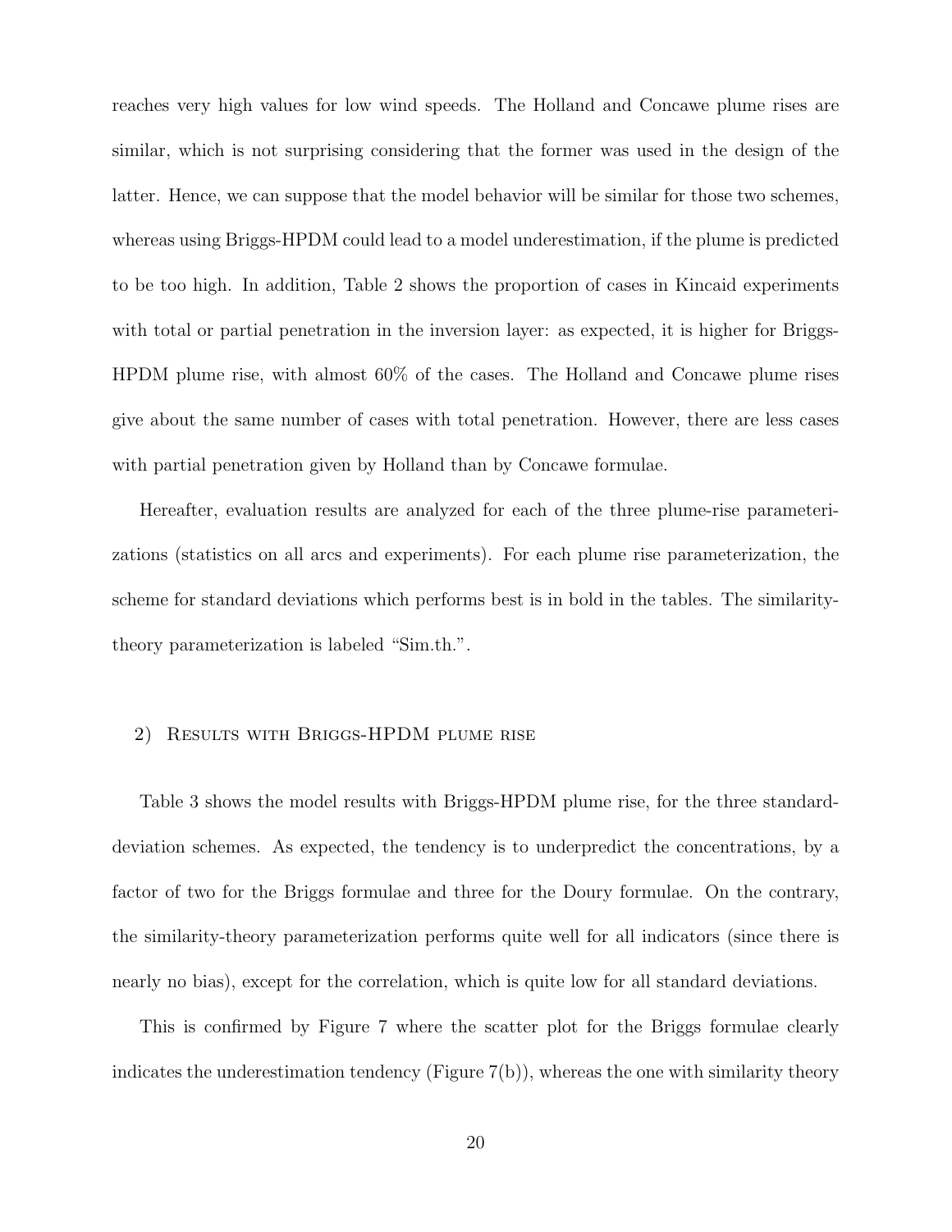reaches very high values for low wind speeds. The Holland and Concawe plume rises are similar, which is not surprising considering that the former was used in the design of the latter. Hence, we can suppose that the model behavior will be similar for those two schemes, whereas using Briggs-HPDM could lead to a model underestimation, if the plume is predicted to be too high. In addition, Table 2 shows the proportion of cases in Kincaid experiments with total or partial penetration in the inversion layer: as expected, it is higher for Briggs-HPDM plume rise, with almost 60% of the cases. The Holland and Concawe plume rises give about the same number of cases with total penetration. However, there are less cases with partial penetration given by Holland than by Concawe formulae.

Hereafter, evaluation results are analyzed for each of the three plume-rise parameterizations (statistics on all arcs and experiments). For each plume rise parameterization, the scheme for standard deviations which performs best is in bold in the tables. The similarity-theory parameterization is labeled "Sim.th.".

### 2) Results with Briggs-HPDM plume rise

Table 3 shows the model results with Briggs-HPDM plume rise, for the three standard-deviation schemes. As expected, the tendency is to underpredict the concentrations, by a factor of two for the Briggs formulae and three for the Doury formulae. On the contrary, the similarity-theory parameterization performs quite well for all indicators (since there is nearly no bias), except for the correlation, which is quite low for all standard deviations.

This is confirmed by Figure 7 where the scatter plot for the Briggs formulae clearly indicates the underestimation tendency (Figure 7(b)), whereas the one with similarity theory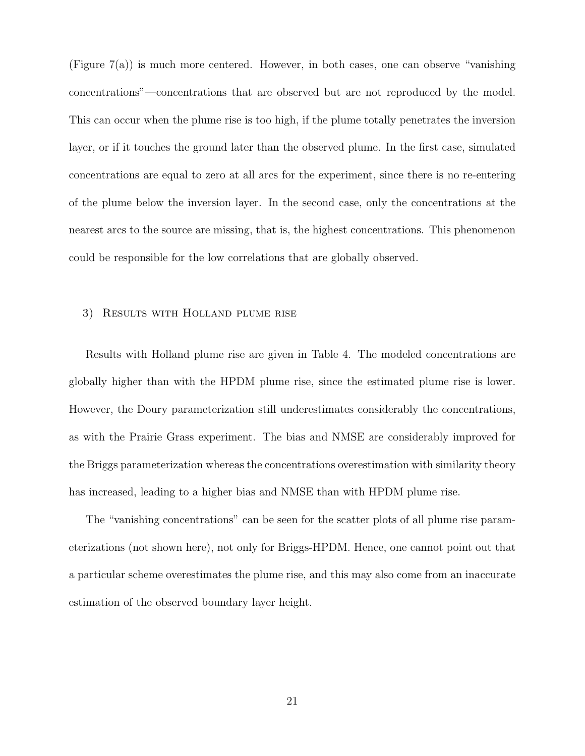(Figure 7(a)) is much more centered. However, in both cases, one can observe "vanishing concentrations"—concentrations that are observed but are not reproduced by the model. This can occur when the plume rise is too high, if the plume totally penetrates the inversion layer, or if it touches the ground later than the observed plume. In the first case, simulated concentrations are equal to zero at all arcs for the experiment, since there is no re-entering of the plume below the inversion layer. In the second case, only the concentrations at the nearest arcs to the source are missing, that is, the highest concentrations. This phenomenon could be responsible for the low correlations that are globally observed.

#### 3) Results with Holland plume rise

Results with Holland plume rise are given in Table 4. The modeled concentrations are globally higher than with the HPDM plume rise, since the estimated plume rise is lower. However, the Doury parameterization still underestimates considerably the concentrations, as with the Prairie Grass experiment. The bias and NMSE are considerably improved for the Briggs parameterization whereas the concentrations overestimation with similarity theory has increased, leading to a higher bias and NMSE than with HPDM plume rise.

The "vanishing concentrations" can be seen for the scatter plots of all plume rise parameterizations (not shown here), not only for Briggs-HPDM. Hence, one cannot point out that a particular scheme overestimates the plume rise, and this may also come from an inaccurate estimation of the observed boundary layer height.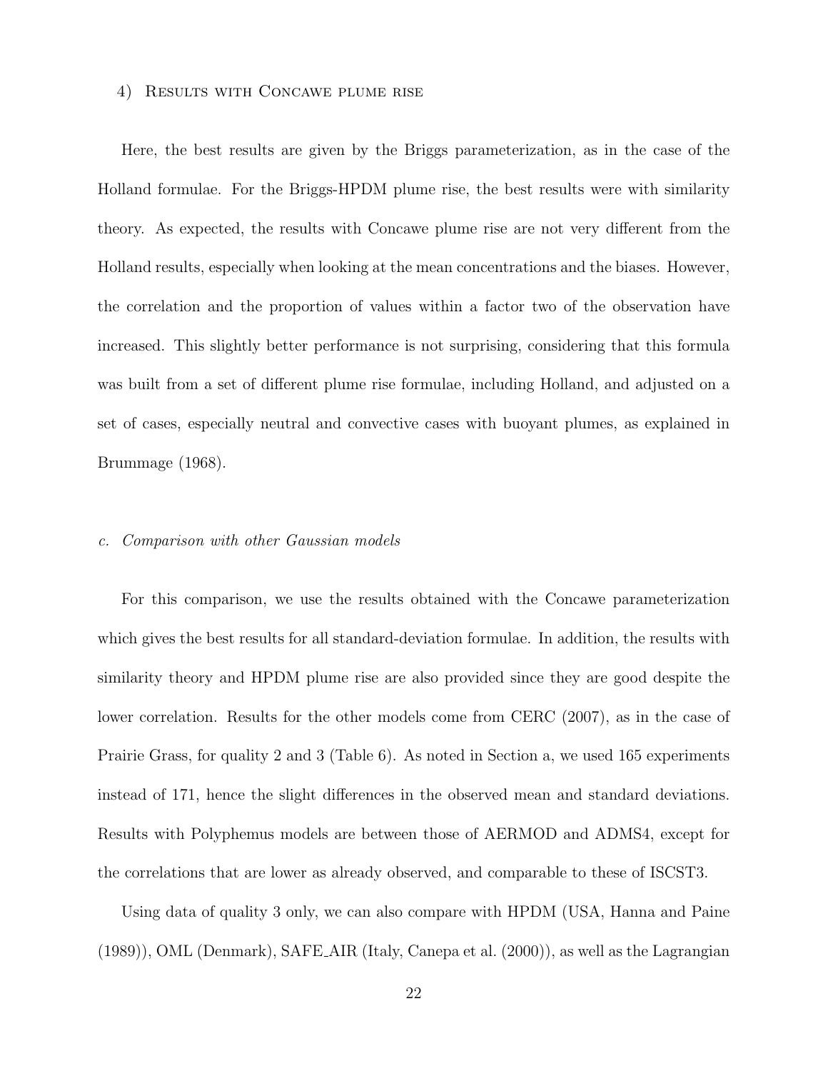#### 4) Results with Concawe plume rise

Here, the best results are given by the Briggs parameterization, as in the case of the Holland formulae. For the Briggs-HPDM plume rise, the best results were with similarity theory. As expected, the results with Concawe plume rise are not very different from the Holland results, especially when looking at the mean concentrations and the biases. However, the correlation and the proportion of values within a factor two of the observation have increased. This slightly better performance is not surprising, considering that this formula was built from a set of different plume rise formulae, including Holland, and adjusted on a set of cases, especially neutral and convective cases with buoyant plumes, as explained in Brummage (1968).

### *c. Comparison with other Gaussian models*

For this comparison, we use the results obtained with the Concawe parameterization which gives the best results for all standard-deviation formulae. In addition, the results with similarity theory and HPDM plume rise are also provided since they are good despite the lower correlation. Results for the other models come from CERC (2007), as in the case of Prairie Grass, for quality 2 and 3 (Table 6). As noted in Section a, we used 165 experiments instead of 171, hence the slight differences in the observed mean and standard deviations. Results with Polyphemus models are between those of AERMOD and ADMS4, except for the correlations that are lower as already observed, and comparable to these of ISCST3.

Using data of quality 3 only, we can also compare with HPDM (USA, Hanna and Paine (1989)), OML (Denmark), SAFE_AIR (Italy, Canepa et al. (2000)), as well as the Lagrangian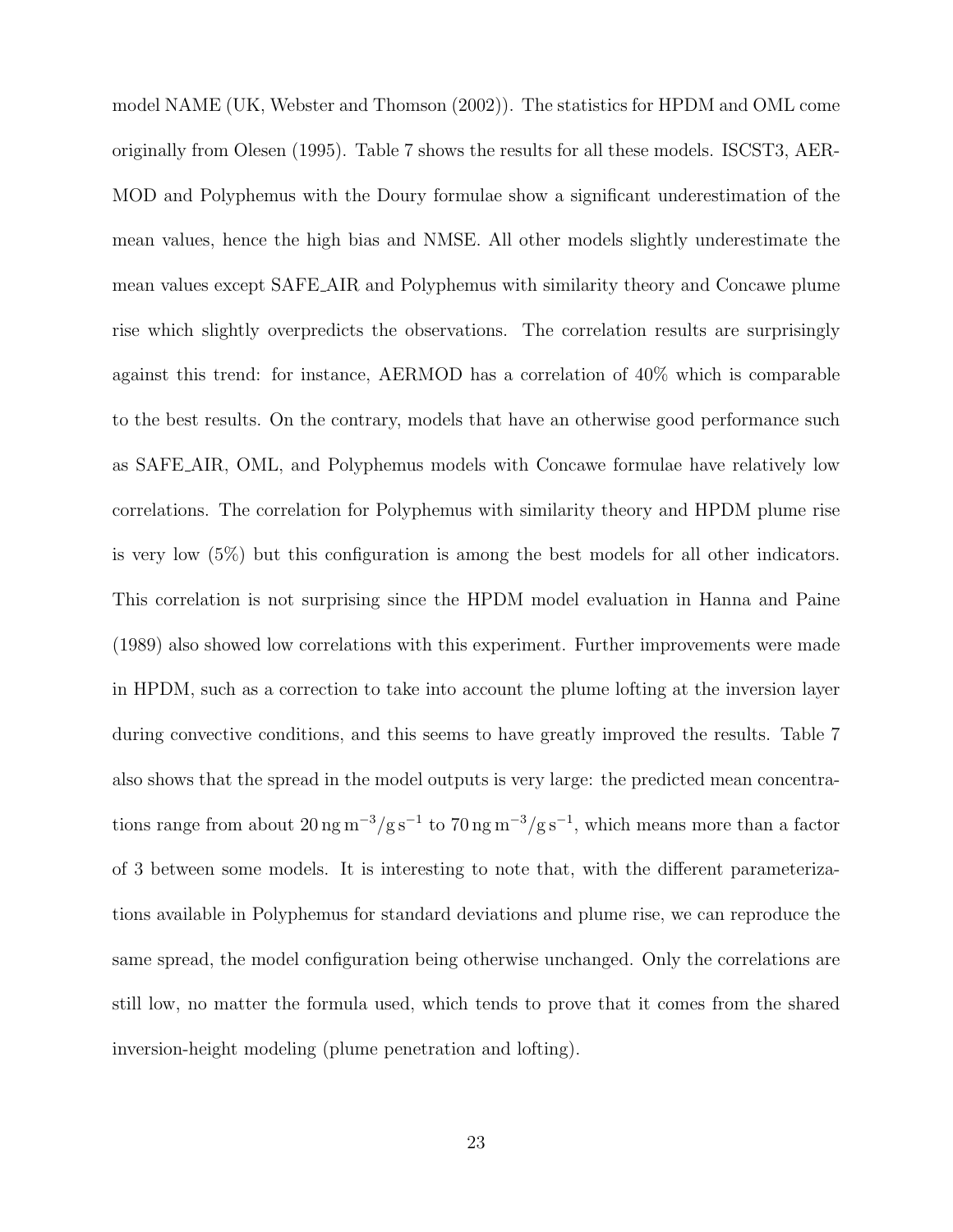model NAME (UK, Webster and Thomson (2002)). The statistics for HPDM and OML come originally from Olesen (1995). Table 7 shows the results for all these models. ISCST3, AERMOD and Polyphemus with the Doury formulae show a significant underestimation of the mean values, hence the high bias and NMSE. All other models slightly underestimate the mean values except SAFE_AIR and Polyphemus with similarity theory and Concawe plume rise which slightly overpredicts the observations. The correlation results are surprisingly against this trend: for instance, AERMOD has a correlation of 40% which is comparable to the best results. On the contrary, models that have an otherwise good performance such as SAFE_AIR, OML, and Polyphemus models with Concawe formulae have relatively low correlations. The correlation for Polyphemus with similarity theory and HPDM plume rise is very low (5%) but this configuration is among the best models for all other indicators. This correlation is not surprising since the HPDM model evaluation in Hanna and Paine (1989) also showed low correlations with this experiment. Further improvements were made in HPDM, such as a correction to take into account the plume lofting at the inversion layer during convective conditions, and this seems to have greatly improved the results. Table 7 also shows that the spread in the model outputs is very large: the predicted mean concentrations range from about $20\,\mathrm{ng\,m^{-3}/g\,s^{-1}}$ to $70\,\mathrm{ng\,m^{-3}/g\,s^{-1}}$, which means more than a factor of 3 between some models. It is interesting to note that, with the different parameterizations available in Polyphemus for standard deviations and plume rise, we can reproduce the same spread, the model configuration being otherwise unchanged. Only the correlations are still low, no matter the formula used, which tends to prove that it comes from the shared inversion-height modeling (plume penetration and lofting).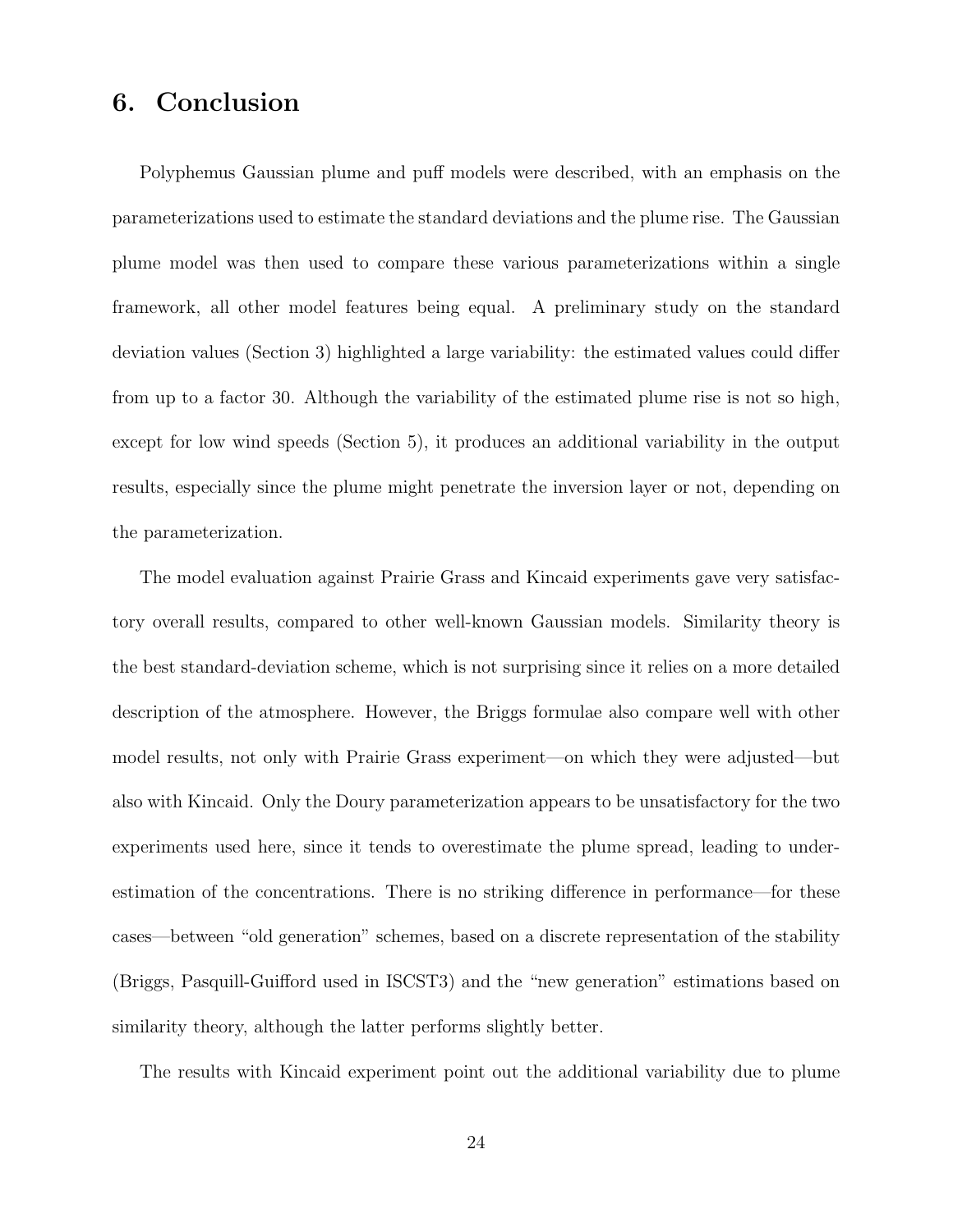## 6. Conclusion

Polyphemus Gaussian plume and puff models were described, with an emphasis on the parameterizations used to estimate the standard deviations and the plume rise. The Gaussian plume model was then used to compare these various parameterizations within a single framework, all other model features being equal. A preliminary study on the standard deviation values (Section 3) highlighted a large variability: the estimated values could differ from up to a factor 30. Although the variability of the estimated plume rise is not so high, except for low wind speeds (Section 5), it produces an additional variability in the output results, especially since the plume might penetrate the inversion layer or not, depending on the parameterization.

The model evaluation against Prairie Grass and Kincaid experiments gave very satisfactory overall results, compared to other well-known Gaussian models. Similarity theory is the best standard-deviation scheme, which is not surprising since it relies on a more detailed description of the atmosphere. However, the Briggs formulae also compare well with other model results, not only with Prairie Grass experiment—on which they were adjusted—but also with Kincaid. Only the Doury parameterization appears to be unsatisfactory for the two experiments used here, since it tends to overestimate the plume spread, leading to underestimation of the concentrations. There is no striking difference in performance—for these cases—between "old generation" schemes, based on a discrete representation of the stability (Briggs, Pasquill-Guifford used in ISCST3) and the "new generation" estimations based on similarity theory, although the latter performs slightly better.

The results with Kincaid experiment point out the additional variability due to plume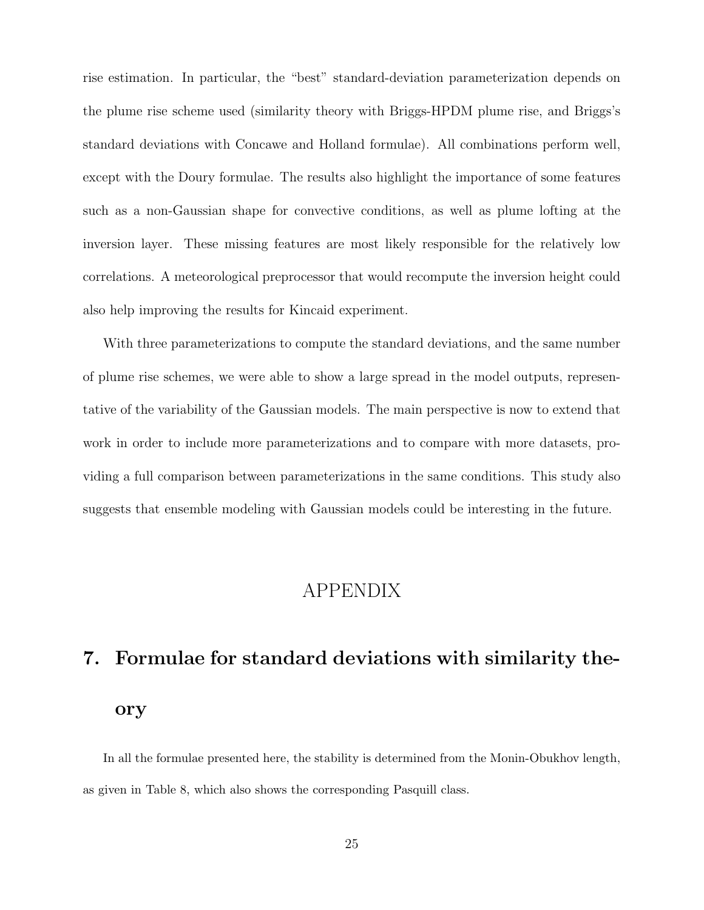rise estimation. In particular, the "best" standard-deviation parameterization depends on the plume rise scheme used (similarity theory with Briggs-HPDM plume rise, and Briggs's standard deviations with Concawe and Holland formulae). All combinations perform well, except with the Doury formulae. The results also highlight the importance of some features such as a non-Gaussian shape for convective conditions, as well as plume lofting at the inversion layer. These missing features are most likely responsible for the relatively low correlations. A meteorological preprocessor that would recompute the inversion height could also help improving the results for Kincaid experiment.

With three parameterizations to compute the standard deviations, and the same number of plume rise schemes, we were able to show a large spread in the model outputs, representative of the variability of the Gaussian models. The main perspective is now to extend that work in order to include more parameterizations and to compare with more datasets, providing a full comparison between parameterizations in the same conditions. This study also suggests that ensemble modeling with Gaussian models could be interesting in the future.

# APPENDIX

## 7. Formulae for standard deviations with similarity theory

In all the formulae presented here, the stability is determined from the Monin-Obukhov length, as given in Table 8, which also shows the corresponding Pasquill class.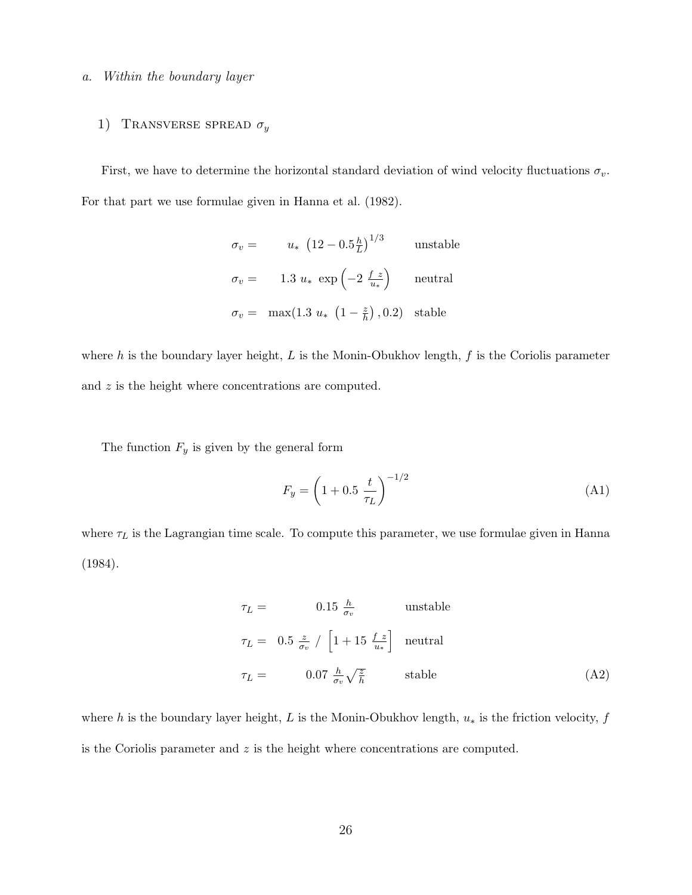*a. Within the boundary layer*

1) Transverse spread $\sigma_y$

First, we have to determine the horizontal standard deviation of wind velocity fluctuations $\sigma_v$. For that part we use formulae given in Hanna et al. (1982).

$$
\begin{aligned}
\sigma_v &= u_* \left(12 - 0.5\frac{h}{L}\right)^{1/3} && \text{unstable} \\
\sigma_v &= 1.3\ u_*\ \exp\left(-2\ \frac{f\ z}{u_*}\right) && \text{neutral} \\
\sigma_v &= \max(1.3\ u_*\ \left(1 - \frac{z}{h}\right), 0.2) && \text{stable}
\end{aligned}
$$

where $h$ is the boundary layer height, $L$ is the Monin-Obukhov length, $f$ is the Coriolis parameter and $z$ is the height where concentrations are computed.

The function $F_y$ is given by the general form

$$
F_y = \left(1 + 0.5\ \frac{t}{\tau_L}\right)^{-1/2} \tag{A1}
$$

where $\tau_L$ is the Lagrangian time scale. To compute this parameter, we use formulae given in Hanna (1984).

$$
\begin{aligned}
\tau_L &= 0.15\ \frac{h}{\sigma_v} && \text{unstable} \\
\tau_L &= 0.5\ \frac{z}{\sigma_v}\ /\ \left[1 + 15\ \frac{f\ z}{u_*}\right] && \text{neutral} \\
\tau_L &= 0.07\ \frac{h}{\sigma_v}\sqrt{\frac{z}{h}} && \text{stable}
\end{aligned} \tag{A2}
$$

where $h$ is the boundary layer height, $L$ is the Monin-Obukhov length, $u_*$ is the friction velocity, $f$ is the Coriolis parameter and $z$ is the height where concentrations are computed.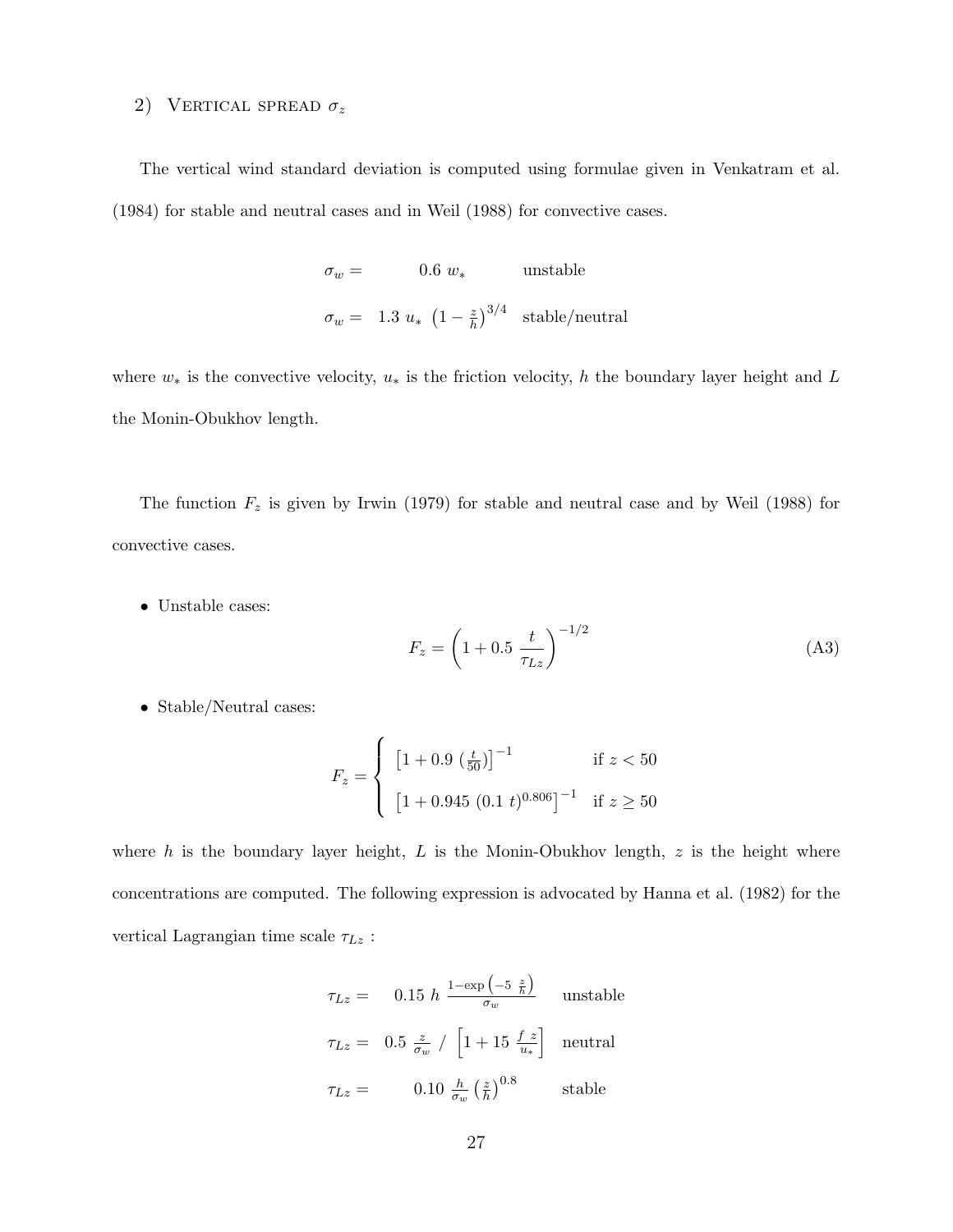### 2) Vertical spread $\sigma_z$

The vertical wind standard deviation is computed using formulae given in Venkatram et al. (1984) for stable and neutral cases and in Weil (1988) for convective cases.

$$\sigma_w = 0.6\ w_* \qquad \text{unstable}$$

$$\sigma_w = 1.3\ u_*\ \left(1 - \frac{z}{h}\right)^{3/4} \qquad \text{stable/neutral}$$

where $w_*$ is the convective velocity, $u_*$ is the friction velocity, $h$ the boundary layer height and $L$ the Monin-Obukhov length.

The function $F_z$ is given by Irwin (1979) for stable and neutral case and by Weil (1988) for convective cases.

- Unstable cases:

$$F_z = \left(1 + 0.5\ \frac{t}{\tau_{Lz}}\right)^{-1/2} \tag{A3}$$

- Stable/Neutral cases:

$$F_z = \begin{cases} \left[1 + 0.9\ \left(\frac{t}{50}\right)\right]^{-1} & \text{if } z < 50 \\ \left[1 + 0.945\ (0.1\ t)^{0.806}\right]^{-1} & \text{if } z \geq 50 \end{cases}$$

where $h$ is the boundary layer height, $L$ is the Monin-Obukhov length, $z$ is the height where concentrations are computed. The following expression is advocated by Hanna et al. (1982) for the vertical Lagrangian time scale $\tau_{Lz}$ :

$$\tau_{Lz} = 0.15\ h\ \frac{1 - \exp\left(-5\ \frac{z}{h}\right)}{\sigma_w} \qquad \text{unstable}$$

$$\tau_{Lz} = 0.5\ \frac{z}{\sigma_w}\ /\ \left[1 + 15\ \frac{f\ z}{u_*}\right] \qquad \text{neutral}$$

$$\tau_{Lz} = 0.10\ \frac{h}{\sigma_w}\ \left(\frac{z}{h}\right)^{0.8} \qquad \text{stable}$$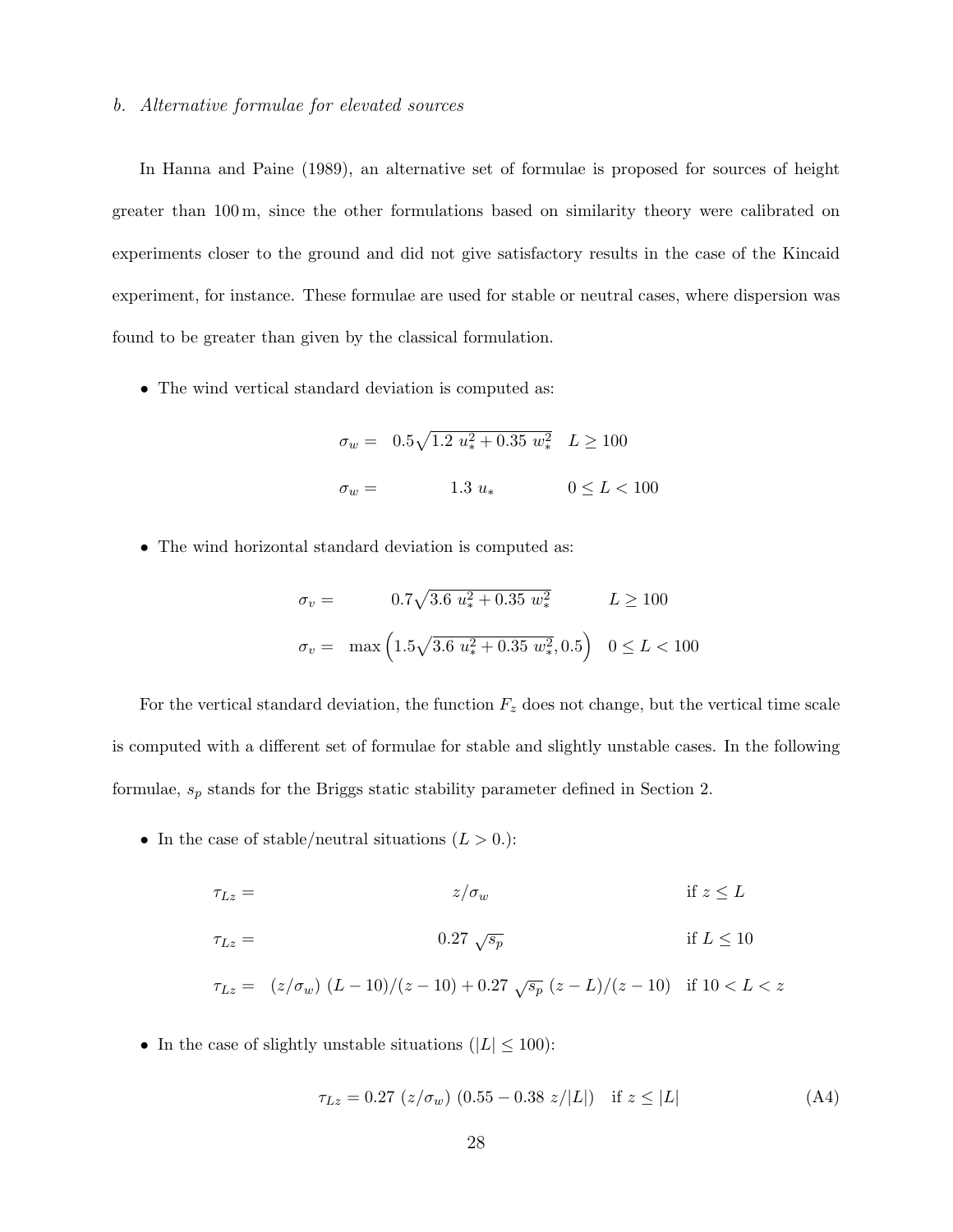### b. *Alternative formulae for elevated sources*

In Hanna and Paine (1989), an alternative set of formulae is proposed for sources of height greater than 100 m, since the other formulations based on similarity theory were calibrated on experiments closer to the ground and did not give satisfactory results in the case of the Kincaid experiment, for instance. These formulae are used for stable or neutral cases, where dispersion was found to be greater than given by the classical formulation.

- The wind vertical standard deviation is computed as:

$$
\begin{aligned}
\sigma_w = & \quad 0.5\sqrt{1.2\ u_*^2 + 0.35\ w_*^2} & L \geq 100 \\
\sigma_w = & \quad 1.3\ u_* & 0 \leq L < 100
\end{aligned}
$$

- The wind horizontal standard deviation is computed as:

$$
\begin{aligned}
\sigma_v = & \quad 0.7\sqrt{3.6\ u_*^2 + 0.35\ w_*^2} & L \geq 100 \\
\sigma_v = & \quad \max\left(1.5\sqrt{3.6\ u_*^2 + 0.35\ w_*^2}, 0.5\right) & 0 \leq L < 100
\end{aligned}
$$

For the vertical standard deviation, the function $F_z$ does not change, but the vertical time scale is computed with a different set of formulae for stable and slightly unstable cases. In the following formulae, $s_p$ stands for the Briggs static stability parameter defined in Section 2.

- In the case of stable/neutral situations ($L > 0.$):

$$
\begin{aligned}
\tau_{Lz} = & \quad z/\sigma_w & \text{if } z \leq L \\
\tau_{Lz} = & \quad 0.27\ \sqrt{s_p} & \text{if } L \leq 10 \\
\tau_{Lz} = & \quad (z/\sigma_w)\ (L - 10)/(z - 10) + 0.27\ \sqrt{s_p}\ (z - L)/(z - 10) & \text{if } 10 < L < z
\end{aligned}
$$

- In the case of slightly unstable situations ($|L| \leq 100$):

$$
\tau_{Lz} = 0.27\ (z/\sigma_w)\ (0.55 - 0.38\ z/|L|) \quad \text{if } z \leq |L| \tag{A4}
$$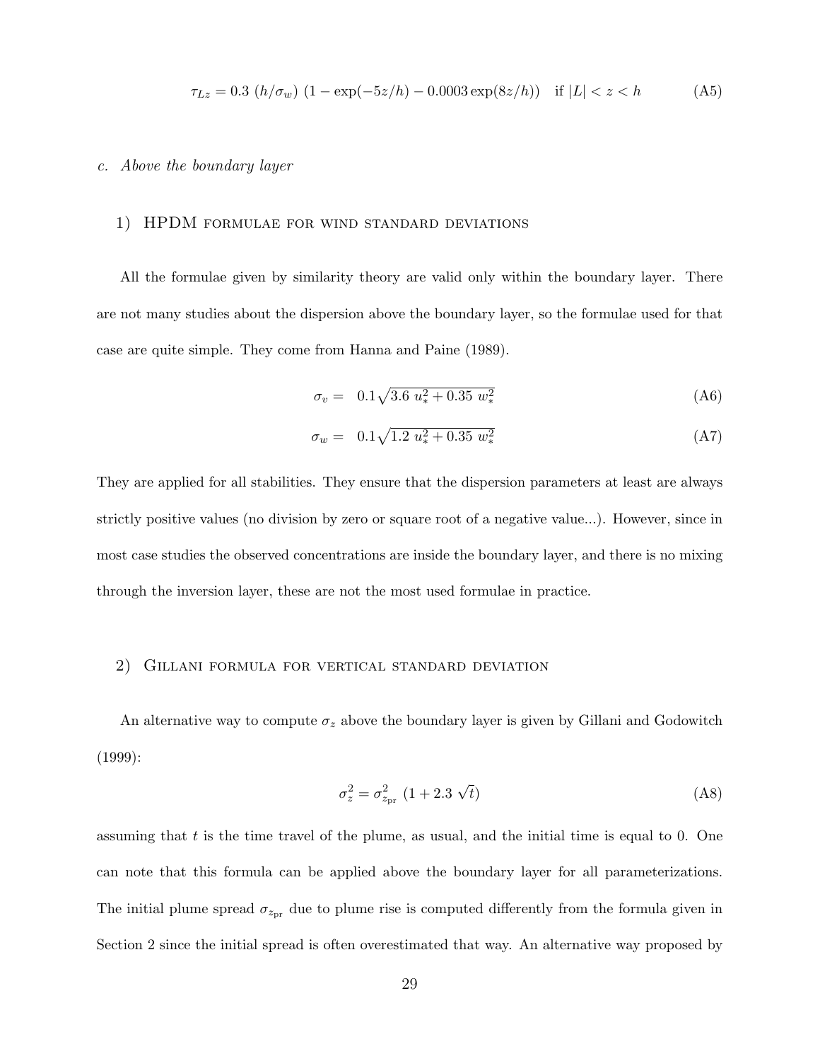$$\tau_{Lz} = 0.3 \ (h/\sigma_w) \ (1 - \exp(-5z/h) - 0.0003 \exp(8z/h)) \quad \text{if } |L| < z < h \tag{A5}$$

*c. Above the boundary layer*

1) HPDM FORMULAE FOR WIND STANDARD DEVIATIONS

All the formulae given by similarity theory are valid only within the boundary layer. There are not many studies about the dispersion above the boundary layer, so the formulae used for that case are quite simple. They come from Hanna and Paine (1989).

$$\sigma_v = \quad 0.1 \sqrt{3.6 \ u_*^2 + 0.35 \ w_*^2} \tag{A6}$$

$$\sigma_w = \quad 0.1 \sqrt{1.2 \ u_*^2 + 0.35 \ w_*^2} \tag{A7}$$

They are applied for all stabilities. They ensure that the dispersion parameters at least are always strictly positive values (no division by zero or square root of a negative value...). However, since in most case studies the observed concentrations are inside the boundary layer, and there is no mixing through the inversion layer, these are not the most used formulae in practice.

2) GILLANI FORMULA FOR VERTICAL STANDARD DEVIATION

An alternative way to compute $\sigma_z$ above the boundary layer is given by Gillani and Godowitch (1999):

$$\sigma_z^2 = \sigma_{z_{\text{pr}}}^2 \ (1 + 2.3 \ \sqrt{t}) \tag{A8}$$

assuming that $t$ is the time travel of the plume, as usual, and the initial time is equal to 0. One can note that this formula can be applied above the boundary layer for all parameterizations. The initial plume spread $\sigma_{z_{\text{pr}}}$ due to plume rise is computed differently from the formula given in Section 2 since the initial spread is often overestimated that way. An alternative way proposed by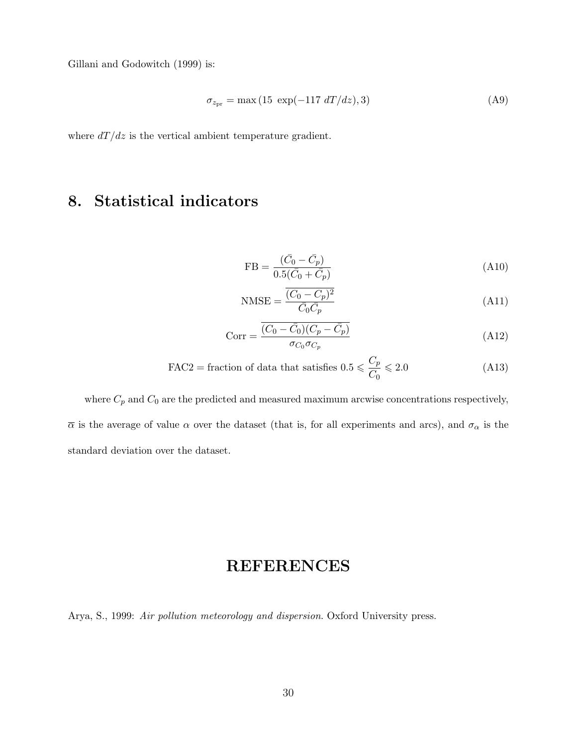Gillani and Godowitch (1999) is:

$$\sigma_{z_{\mathrm{pr}}} = \max\left(15\ \exp(-117\ dT/dz), 3\right) \tag{A9}$$

where $dT/dz$ is the vertical ambient temperature gradient.

## 8. Statistical indicators

$$\mathrm{FB} = \frac{(\bar{C}_0 - \bar{C}_p)}{0.5(\bar{C}_0 + \bar{C}_p)} \tag{A10}$$

$$\mathrm{NMSE} = \frac{\overline{(C_0 - C_p)^2}}{\bar{C}_0 \bar{C}_p} \tag{A11}$$

$$\mathrm{Corr} = \frac{\overline{(C_0 - \bar{C}_0)(C_p - \bar{C}_p)}}{\sigma_{C_0}\sigma_{C_p}} \tag{A12}$$

$$\mathrm{FAC2} = \text{fraction of data that satisfies } 0.5 \leqslant \frac{C_p}{C_0} \leqslant 2.0 \tag{A13}$$

where $C_p$ and $C_0$ are the predicted and measured maximum arcwise concentrations respectively, $\overline{\alpha}$ is the average of value $\alpha$ over the dataset (that is, for all experiments and arcs), and $\sigma_\alpha$ is the standard deviation over the dataset.

# REFERENCES

Arya, S., 1999: *Air pollution meteorology and dispersion*. Oxford University press.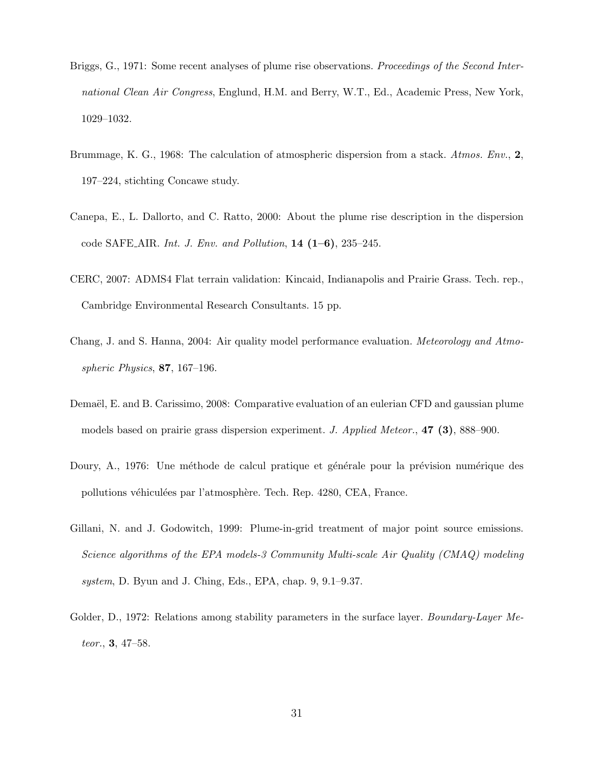Briggs, G., 1971: Some recent analyses of plume rise observations. *Proceedings of the Second International Clean Air Congress*, Englund, H.M. and Berry, W.T., Ed., Academic Press, New York, 1029–1032.

Brummage, K. G., 1968: The calculation of atmospheric dispersion from a stack. *Atmos. Env.*, **2**, 197–224, stichting Concawe study.

Canepa, E., L. Dallorto, and C. Ratto, 2000: About the plume rise description in the dispersion code SAFE_AIR. *Int. J. Env. and Pollution*, **14 (1–6)**, 235–245.

CERC, 2007: ADMS4 Flat terrain validation: Kincaid, Indianapolis and Prairie Grass. Tech. rep., Cambridge Environmental Research Consultants. 15 pp.

Chang, J. and S. Hanna, 2004: Air quality model performance evaluation. *Meteorology and Atmospheric Physics*, **87**, 167–196.

Demaël, E. and B. Carissimo, 2008: Comparative evaluation of an eulerian CFD and gaussian plume models based on prairie grass dispersion experiment. *J. Applied Meteor.*, **47 (3)**, 888–900.

Doury, A., 1976: Une méthode de calcul pratique et générale pour la prévision numérique des pollutions véhiculées par l'atmosphère. Tech. Rep. 4280, CEA, France.

Gillani, N. and J. Godowitch, 1999: Plume-in-grid treatment of major point source emissions. *Science algorithms of the EPA models-3 Community Multi-scale Air Quality (CMAQ) modeling system*, D. Byun and J. Ching, Eds., EPA, chap. 9, 9.1–9.37.

Golder, D., 1972: Relations among stability parameters in the surface layer. *Boundary-Layer Meteor.*, **3**, 47–58.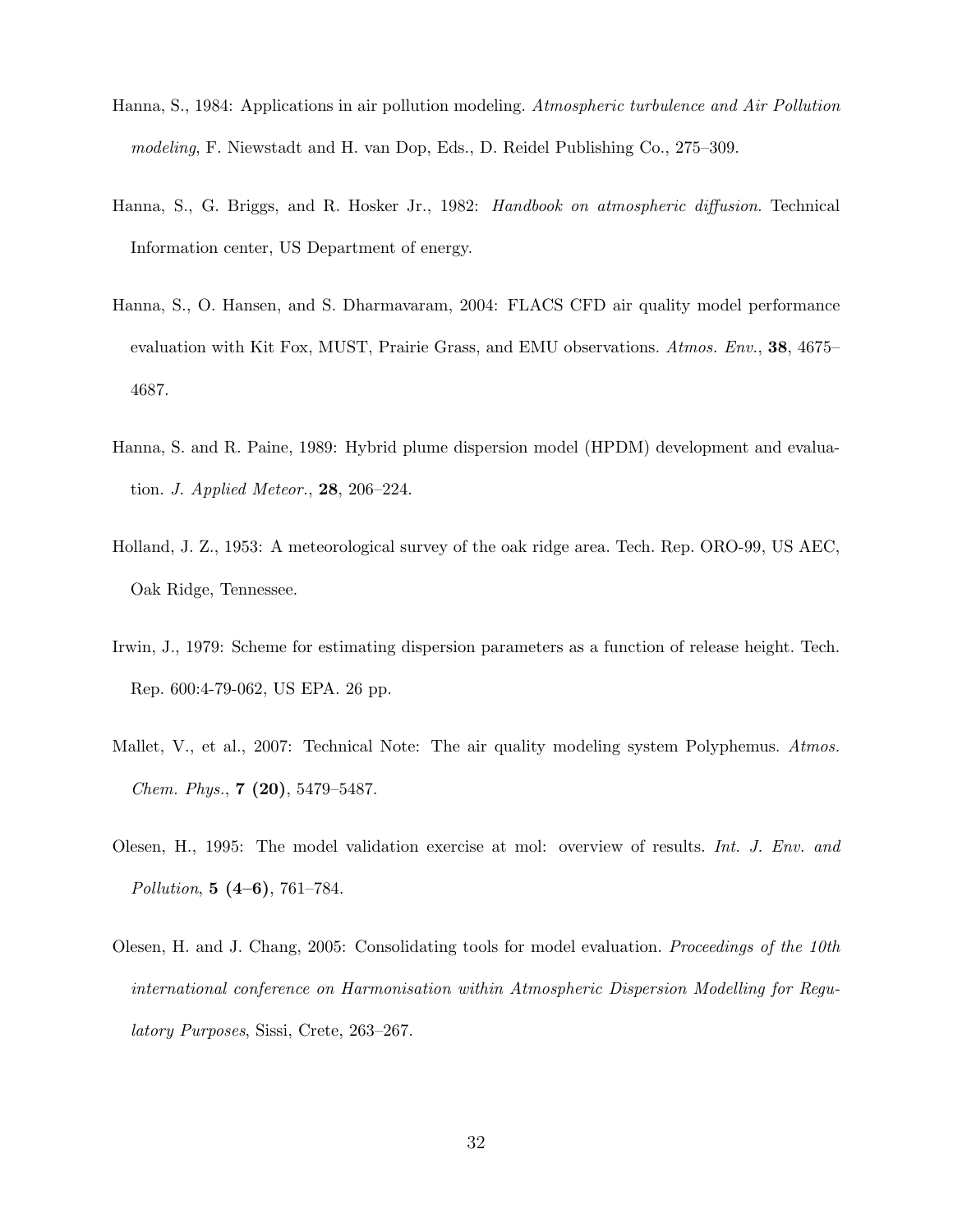Hanna, S., 1984: Applications in air pollution modeling. *Atmospheric turbulence and Air Pollution modeling*, F. Niewstadt and H. van Dop, Eds., D. Reidel Publishing Co., 275–309.

Hanna, S., G. Briggs, and R. Hosker Jr., 1982: *Handbook on atmospheric diffusion*. Technical Information center, US Department of energy.

Hanna, S., O. Hansen, and S. Dharmavaram, 2004: FLACS CFD air quality model performance evaluation with Kit Fox, MUST, Prairie Grass, and EMU observations. *Atmos. Env.*, **38**, 4675–4687.

Hanna, S. and R. Paine, 1989: Hybrid plume dispersion model (HPDM) development and evaluation. *J. Applied Meteor.*, **28**, 206–224.

Holland, J. Z., 1953: A meteorological survey of the oak ridge area. Tech. Rep. ORO-99, US AEC, Oak Ridge, Tennessee.

Irwin, J., 1979: Scheme for estimating dispersion parameters as a function of release height. Tech. Rep. 600:4-79-062, US EPA. 26 pp.

Mallet, V., et al., 2007: Technical Note: The air quality modeling system Polyphemus. *Atmos. Chem. Phys.*, **7 (20)**, 5479–5487.

Olesen, H., 1995: The model validation exercise at mol: overview of results. *Int. J. Env. and Pollution*, **5 (4–6)**, 761–784.

Olesen, H. and J. Chang, 2005: Consolidating tools for model evaluation. *Proceedings of the 10th international conference on Harmonisation within Atmospheric Dispersion Modelling for Regulatory Purposes*, Sissi, Crete, 263–267.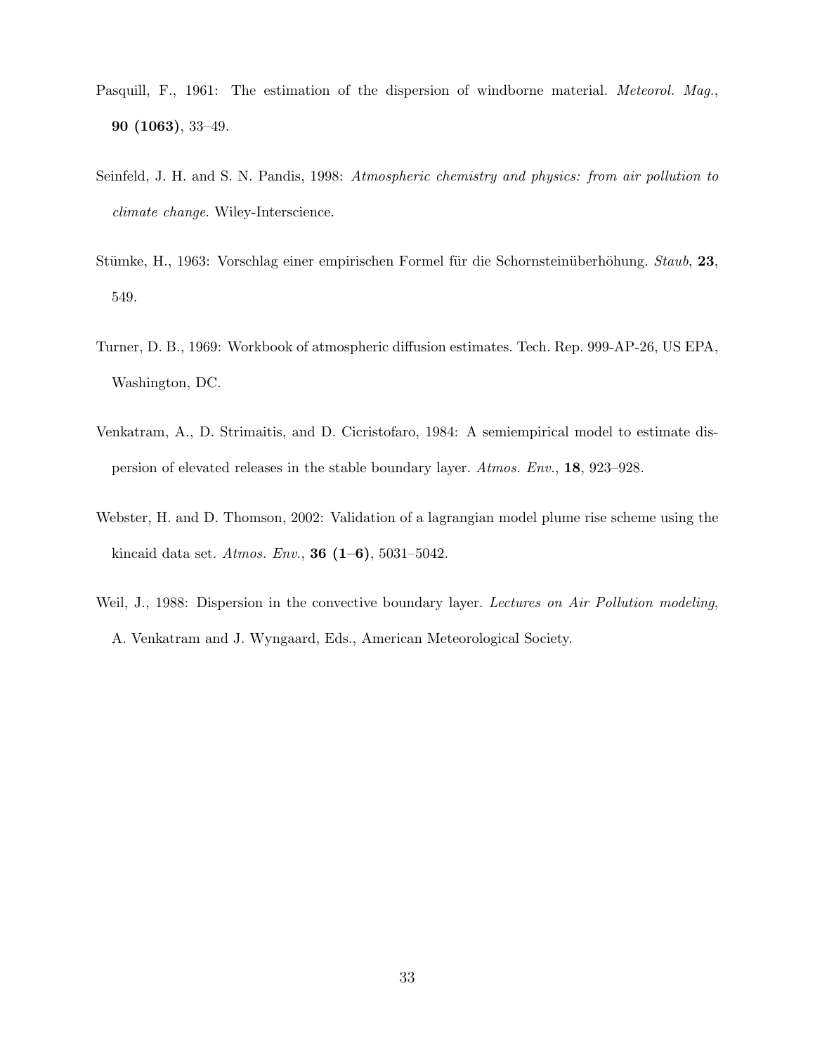Pasquill, F., 1961: The estimation of the dispersion of windborne material. *Meteorol. Mag.*, **90 (1063)**, 33–49.

Seinfeld, J. H. and S. N. Pandis, 1998: *Atmospheric chemistry and physics: from air pollution to climate change*. Wiley-Interscience.

Stümke, H., 1963: Vorschlag einer empirischen Formel für die Schornsteinüberhöhung. *Staub*, **23**, 549.

Turner, D. B., 1969: Workbook of atmospheric diffusion estimates. Tech. Rep. 999-AP-26, US EPA, Washington, DC.

Venkatram, A., D. Strimaitis, and D. Cicristofaro, 1984: A semiempirical model to estimate dispersion of elevated releases in the stable boundary layer. *Atmos. Env.*, **18**, 923–928.

Webster, H. and D. Thomson, 2002: Validation of a lagrangian model plume rise scheme using the kincaid data set. *Atmos. Env.*, **36 (1–6)**, 5031–5042.

Weil, J., 1988: Dispersion in the convective boundary layer. *Lectures on Air Pollution modeling*, A. Venkatram and J. Wyngaard, Eds., American Meteorological Society.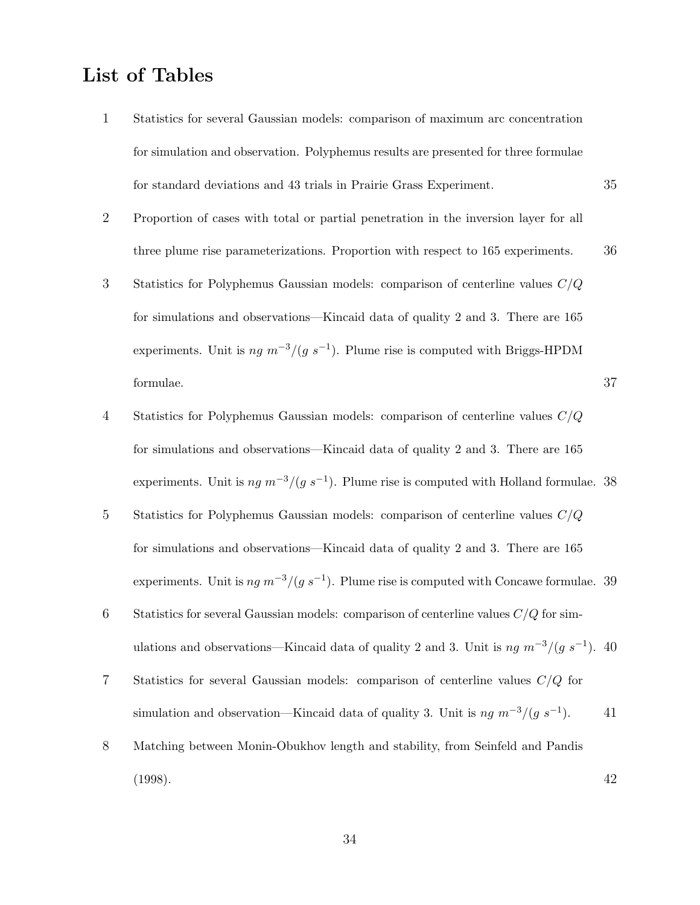# List of Tables

1. Statistics for several Gaussian models: comparison of maximum arc concentration for simulation and observation. Polyphemus results are presented for three formulae for standard deviations and 43 trials in Prairie Grass Experiment. 35
2. Proportion of cases with total or partial penetration in the inversion layer for all three plume rise parameterizations. Proportion with respect to 165 experiments. 36
3. Statistics for Polyphemus Gaussian models: comparison of centerline values $C/Q$ for simulations and observations—Kincaid data of quality 2 and 3. There are 165 experiments. Unit is $ng\ m^{-3}/(g\ s^{-1})$. Plume rise is computed with Briggs-HPDM formulae. 37
4. Statistics for Polyphemus Gaussian models: comparison of centerline values $C/Q$ for simulations and observations—Kincaid data of quality 2 and 3. There are 165 experiments. Unit is $ng\ m^{-3}/(g\ s^{-1})$. Plume rise is computed with Holland formulae. 38
5. Statistics for Polyphemus Gaussian models: comparison of centerline values $C/Q$ for simulations and observations—Kincaid data of quality 2 and 3. There are 165 experiments. Unit is $ng\ m^{-3}/(g\ s^{-1})$. Plume rise is computed with Concawe formulae. 39
6. Statistics for several Gaussian models: comparison of centerline values $C/Q$ for simulations and observations—Kincaid data of quality 2 and 3. Unit is $ng\ m^{-3}/(g\ s^{-1})$. 40
7. Statistics for several Gaussian models: comparison of centerline values $C/Q$ for simulation and observation—Kincaid data of quality 3. Unit is $ng\ m^{-3}/(g\ s^{-1})$. 41
8. Matching between Monin-Obukhov length and stability, from Seinfeld and Pandis (1998). 42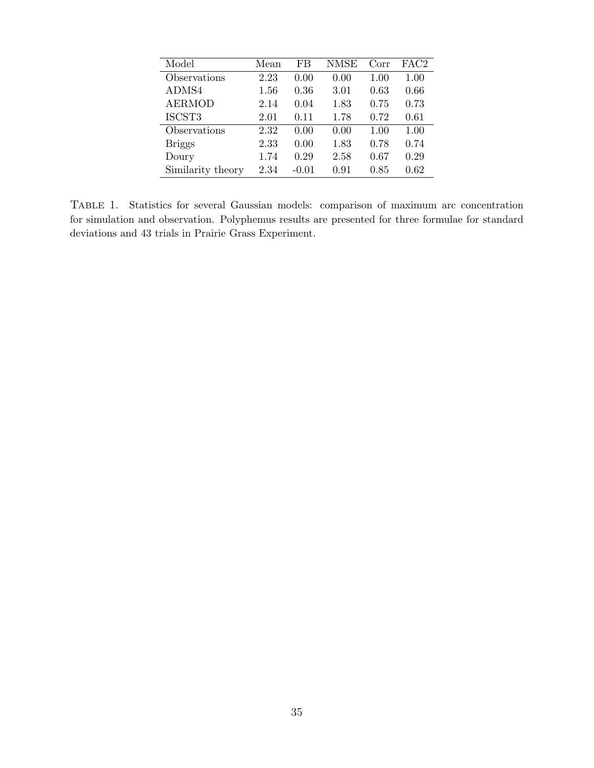| Model | Mean | FB | NMSE | Corr | FAC2 |
|---|---|---|---|---|---|
| Observations | 2.23 | 0.00 | 0.00 | 1.00 | 1.00 |
| ADMS4 | 1.56 | 0.36 | 3.01 | 0.63 | 0.66 |
| AERMOD | 2.14 | 0.04 | 1.83 | 0.75 | 0.73 |
| ISCST3 | 2.01 | 0.11 | 1.78 | 0.72 | 0.61 |
| Observations | 2.32 | 0.00 | 0.00 | 1.00 | 1.00 |
| Briggs | 2.33 | 0.00 | 1.83 | 0.78 | 0.74 |
| Doury | 1.74 | 0.29 | 2.58 | 0.67 | 0.29 |
| Similarity theory | 2.34 | -0.01 | 0.91 | 0.85 | 0.62 |

TABLE 1. Statistics for several Gaussian models: comparison of maximum arc concentration for simulation and observation. Polyphemus results are presented for three formulae for standard deviations and 43 trials in Prairie Grass Experiment.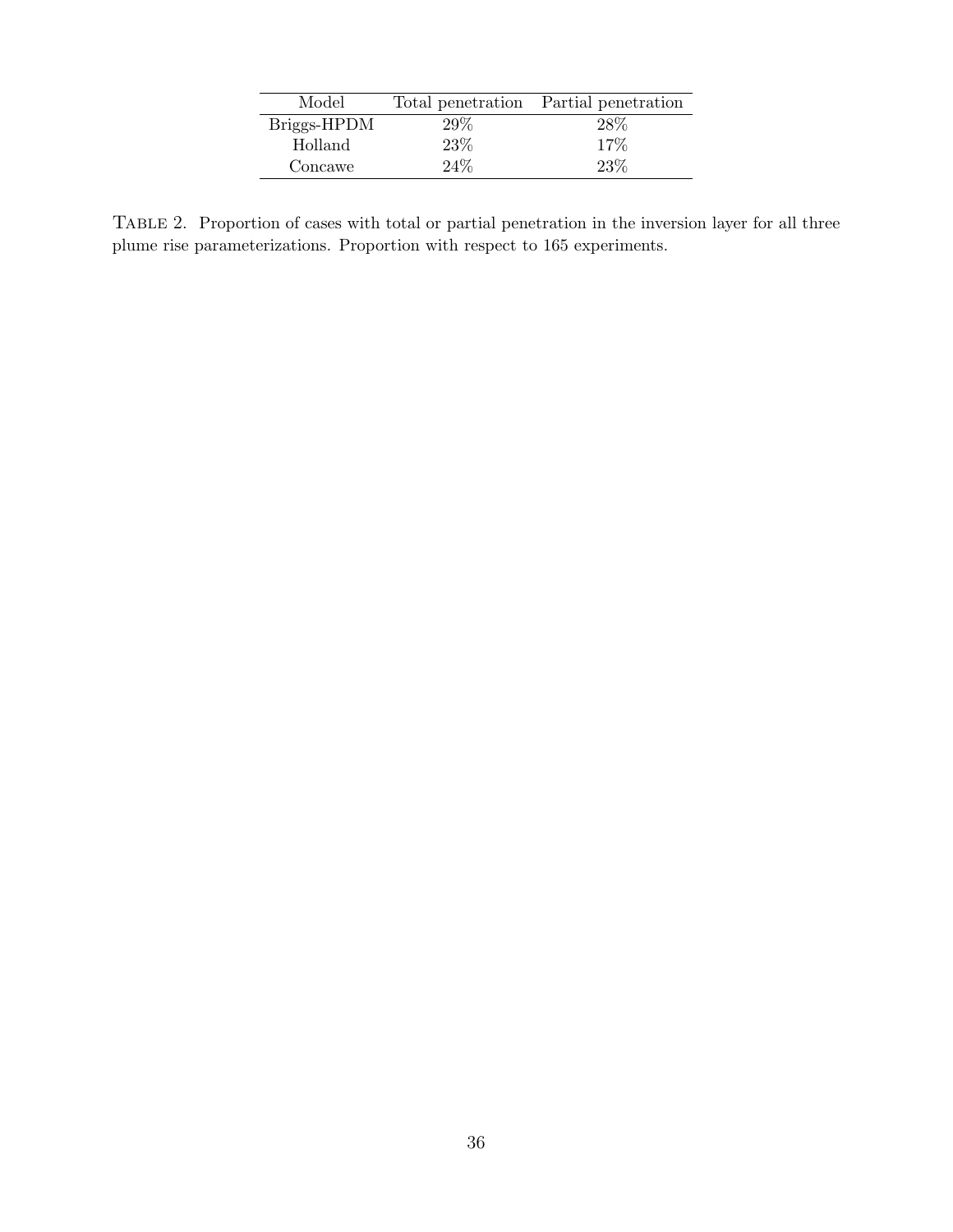| Model | Total penetration | Partial penetration |
| --- | --- | --- |
| Briggs-HPDM | 29% | 28% |
| Holland | 23% | 17% |
| Concawe | 24% | 23% |

Table 2. Proportion of cases with total or partial penetration in the inversion layer for all three plume rise parameterizations. Proportion with respect to 165 experiments.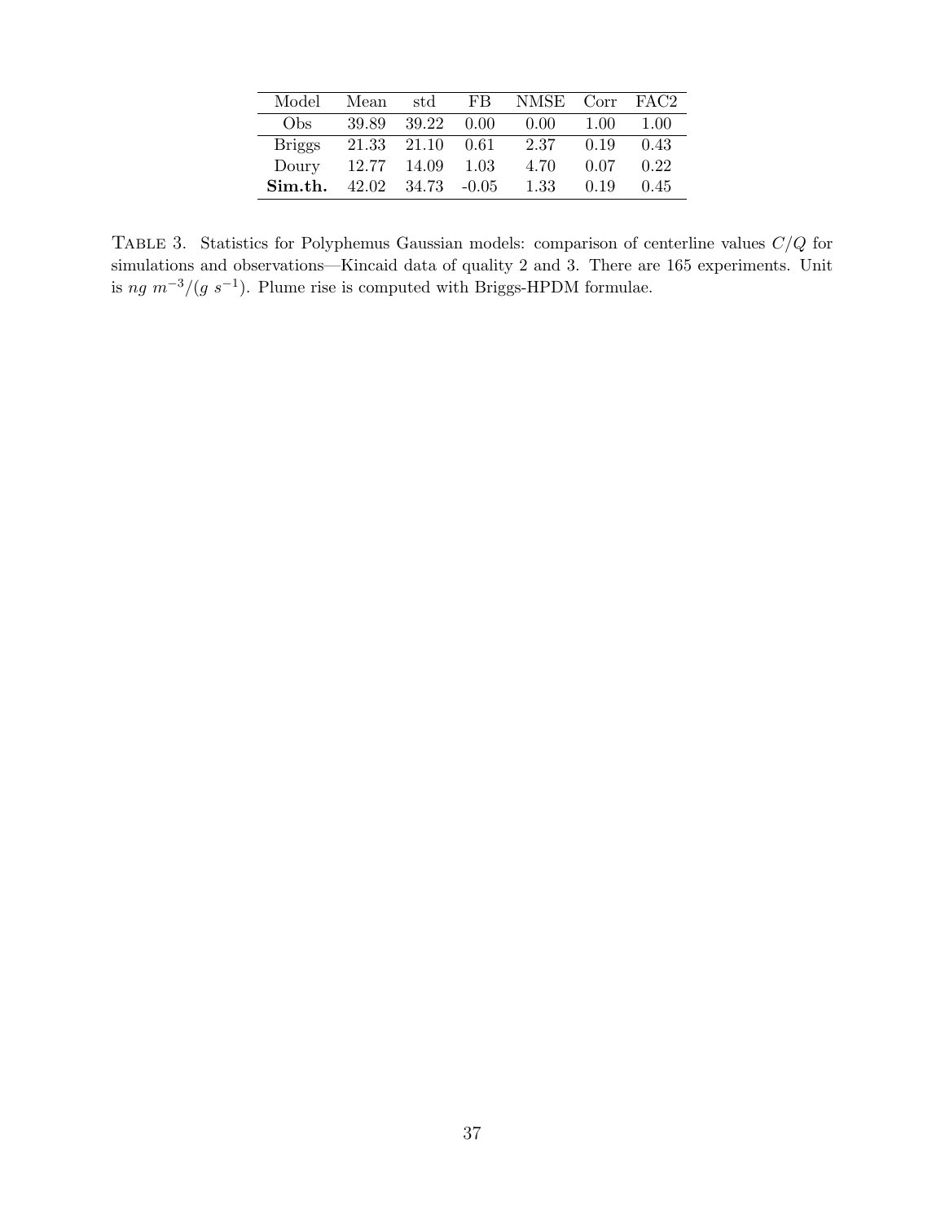| Model | Mean | std | FB | NMSE | Corr | FAC2 |
|---|---|---|---|---|---|---|
| Obs | 39.89 | 39.22 | 0.00 | 0.00 | 1.00 | 1.00 |
| Briggs | 21.33 | 21.10 | 0.61 | 2.37 | 0.19 | 0.43 |
| Doury | 12.77 | 14.09 | 1.03 | 4.70 | 0.07 | 0.22 |
| **Sim.th.** | 42.02 | 34.73 | -0.05 | 1.33 | 0.19 | 0.45 |

TABLE 3. Statistics for Polyphemus Gaussian models: comparison of centerline values $C/Q$ for simulations and observations—Kincaid data of quality 2 and 3. There are 165 experiments. Unit is $ng\ m^{-3}/(g\ s^{-1})$. Plume rise is computed with Briggs-HPDM formulae.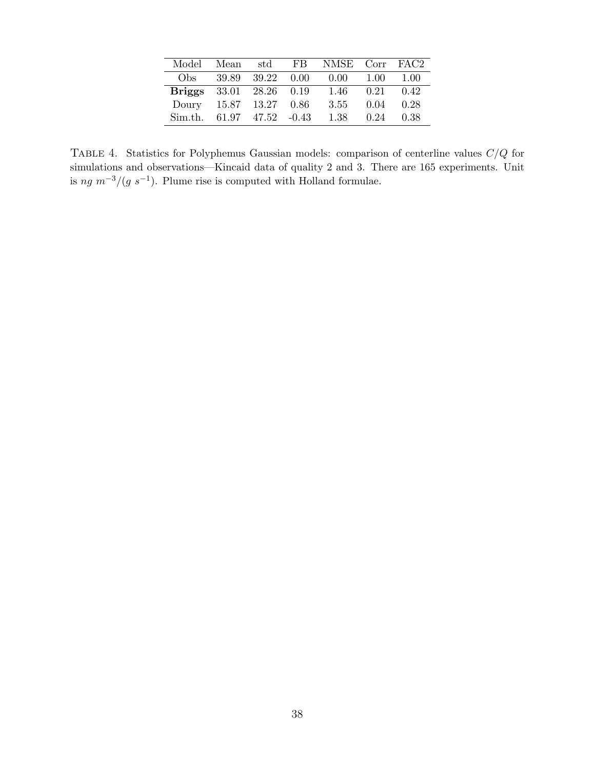| Model | Mean | std | FB | NMSE | Corr | FAC2 |
| --- | --- | --- | --- | --- | --- | --- |
| Obs | 39.89 | 39.22 | 0.00 | 0.00 | 1.00 | 1.00 |
| **Briggs** | 33.01 | 28.26 | 0.19 | 1.46 | 0.21 | 0.42 |
| Doury | 15.87 | 13.27 | 0.86 | 3.55 | 0.04 | 0.28 |
| Sim.th. | 61.97 | 47.52 | -0.43 | 1.38 | 0.24 | 0.38 |

TABLE 4. Statistics for Polyphemus Gaussian models: comparison of centerline values $C/Q$ for simulations and observations—Kincaid data of quality 2 and 3. There are 165 experiments. Unit is $ng\ m^{-3}/(g\ s^{-1})$. Plume rise is computed with Holland formulae.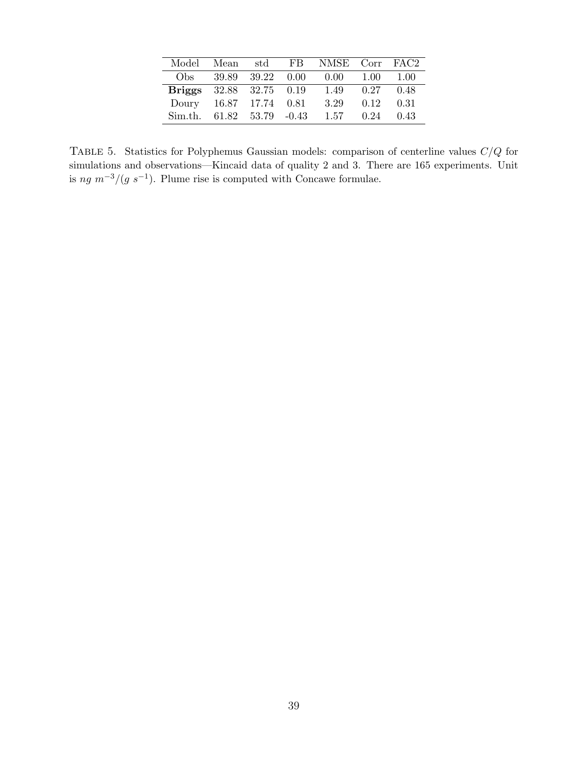| Model | Mean | std | FB | NMSE | Corr | FAC2 |
|---|---|---|---|---|---|---|
| Obs | 39.89 | 39.22 | 0.00 | 0.00 | 1.00 | 1.00 |
| **Briggs** | 32.88 | 32.75 | 0.19 | 1.49 | 0.27 | 0.48 |
| Doury | 16.87 | 17.74 | 0.81 | 3.29 | 0.12 | 0.31 |
| Sim.th. | 61.82 | 53.79 | -0.43 | 1.57 | 0.24 | 0.43 |

TABLE 5. Statistics for Polyphemus Gaussian models: comparison of centerline values $C/Q$ for simulations and observations—Kincaid data of quality 2 and 3. There are 165 experiments. Unit is $ng\ m^{-3}/(g\ s^{-1})$. Plume rise is computed with Concawe formulae.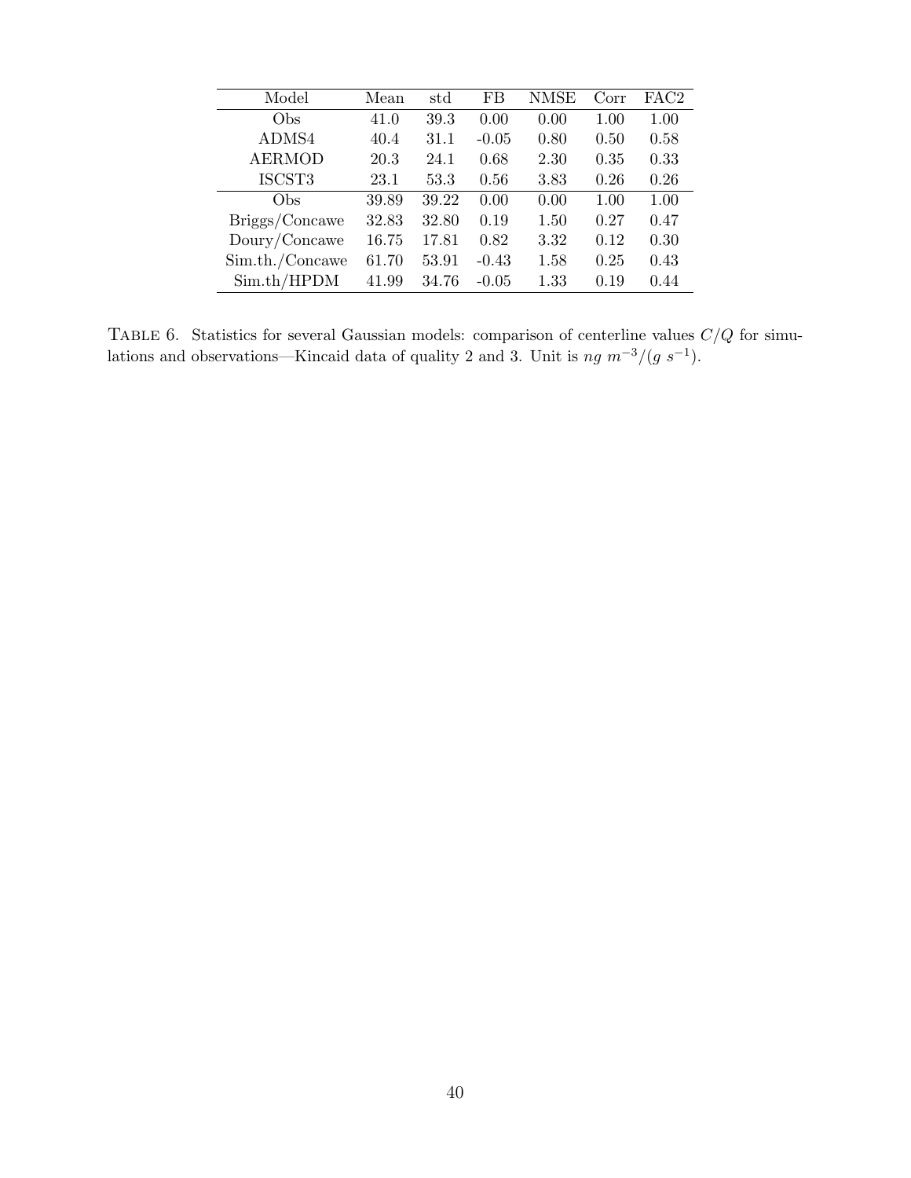| Model | Mean | std | FB | NMSE | Corr | FAC2 |
|---|---|---|---|---|---|---|
| Obs | 41.0 | 39.3 | 0.00 | 0.00 | 1.00 | 1.00 |
| ADMS4 | 40.4 | 31.1 | -0.05 | 0.80 | 0.50 | 0.58 |
| AERMOD | 20.3 | 24.1 | 0.68 | 2.30 | 0.35 | 0.33 |
| ISCST3 | 23.1 | 53.3 | 0.56 | 3.83 | 0.26 | 0.26 |
| Obs | 39.89 | 39.22 | 0.00 | 0.00 | 1.00 | 1.00 |
| Briggs/Concawe | 32.83 | 32.80 | 0.19 | 1.50 | 0.27 | 0.47 |
| Doury/Concawe | 16.75 | 17.81 | 0.82 | 3.32 | 0.12 | 0.30 |
| Sim.th./Concawe | 61.70 | 53.91 | -0.43 | 1.58 | 0.25 | 0.43 |
| Sim.th/HPDM | 41.99 | 34.76 | -0.05 | 1.33 | 0.19 | 0.44 |

Table 6. Statistics for several Gaussian models: comparison of centerline values $C/Q$ for simulations and observations—Kincaid data of quality 2 and 3. Unit is $ng\ m^{-3}/(g\ s^{-1})$.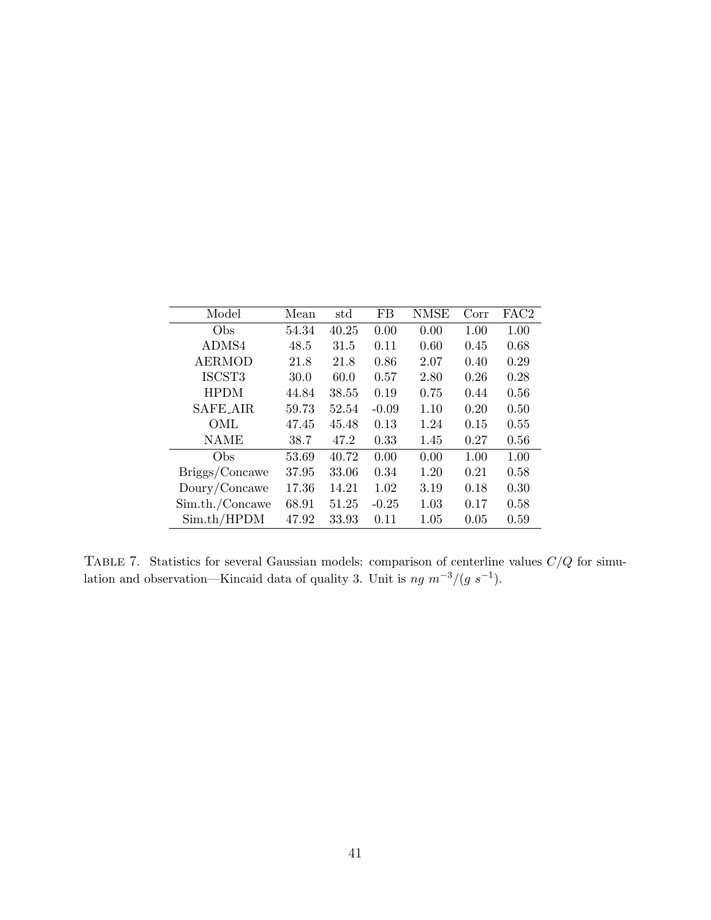| Model | Mean | std | FB | NMSE | Corr | FAC2 |
|---|---|---|---|---|---|---|
| Obs | 54.34 | 40.25 | 0.00 | 0.00 | 1.00 | 1.00 |
| ADMS4 | 48.5 | 31.5 | 0.11 | 0.60 | 0.45 | 0.68 |
| AERMOD | 21.8 | 21.8 | 0.86 | 2.07 | 0.40 | 0.29 |
| ISCST3 | 30.0 | 60.0 | 0.57 | 2.80 | 0.26 | 0.28 |
| HPDM | 44.84 | 38.55 | 0.19 | 0.75 | 0.44 | 0.56 |
| SAFE_AIR | 59.73 | 52.54 | -0.09 | 1.10 | 0.20 | 0.50 |
| OML | 47.45 | 45.48 | 0.13 | 1.24 | 0.15 | 0.55 |
| NAME | 38.7 | 47.2 | 0.33 | 1.45 | 0.27 | 0.56 |
| Obs | 53.69 | 40.72 | 0.00 | 0.00 | 1.00 | 1.00 |
| Briggs/Concawe | 37.95 | 33.06 | 0.34 | 1.20 | 0.21 | 0.58 |
| Doury/Concawe | 17.36 | 14.21 | 1.02 | 3.19 | 0.18 | 0.30 |
| Sim.th./Concawe | 68.91 | 51.25 | -0.25 | 1.03 | 0.17 | 0.58 |
| Sim.th/HPDM | 47.92 | 33.93 | 0.11 | 1.05 | 0.05 | 0.59 |

TABLE 7. Statistics for several Gaussian models: comparison of centerline values $C/Q$ for simulation and observation—Kincaid data of quality 3. Unit is $ng\ m^{-3}/(g\ s^{-1})$.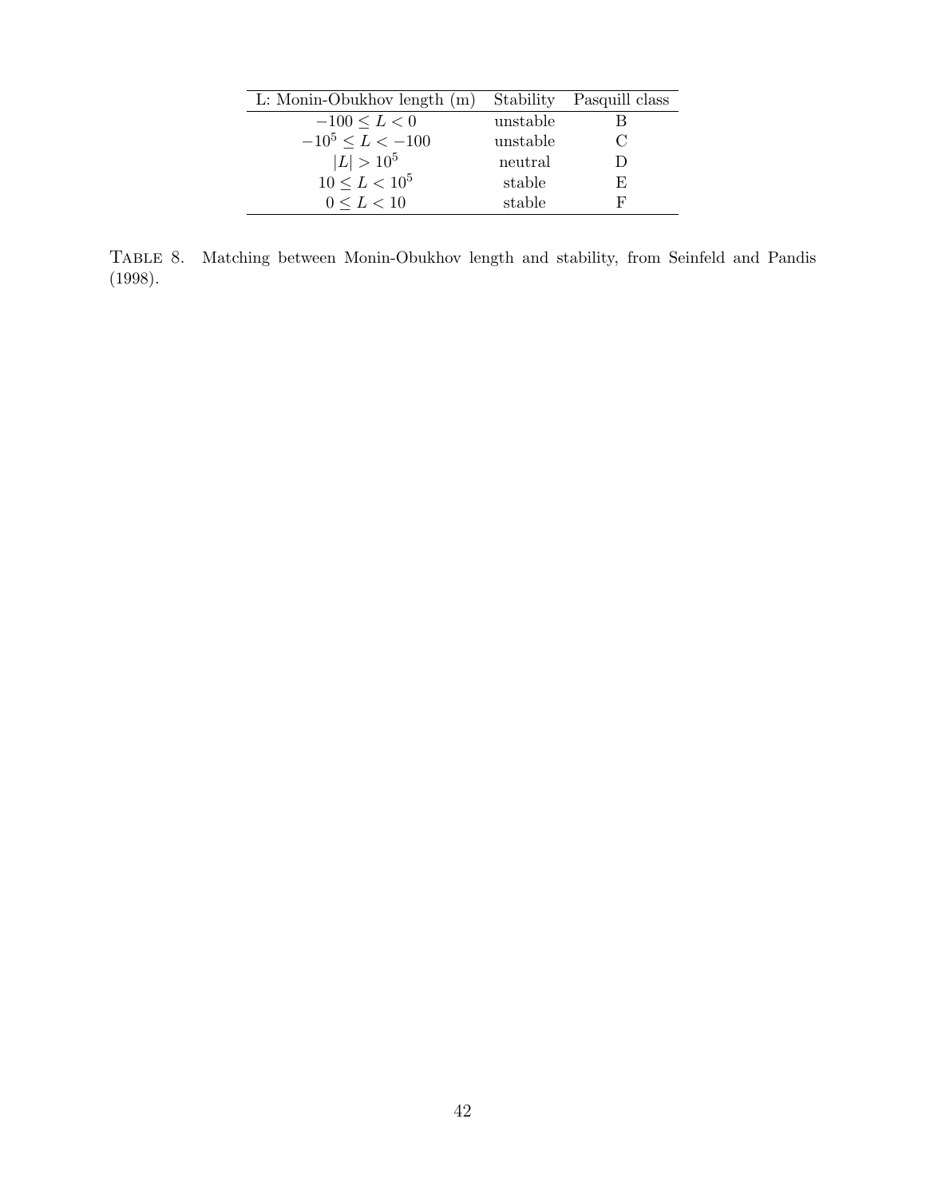| L: Monin-Obukhov length (m) | Stability | Pasquill class |
|---|---|---|
| $-100 \leq L < 0$ | unstable | B |
| $-10^5 \leq L < -100$ | unstable | C |
| $\lvert L \rvert > 10^5$ | neutral | D |
| $10 \leq L < 10^5$ | stable | E |
| $0 \leq L < 10$ | stable | F |

TABLE 8. Matching between Monin-Obukhov length and stability, from Seinfeld and Pandis (1998).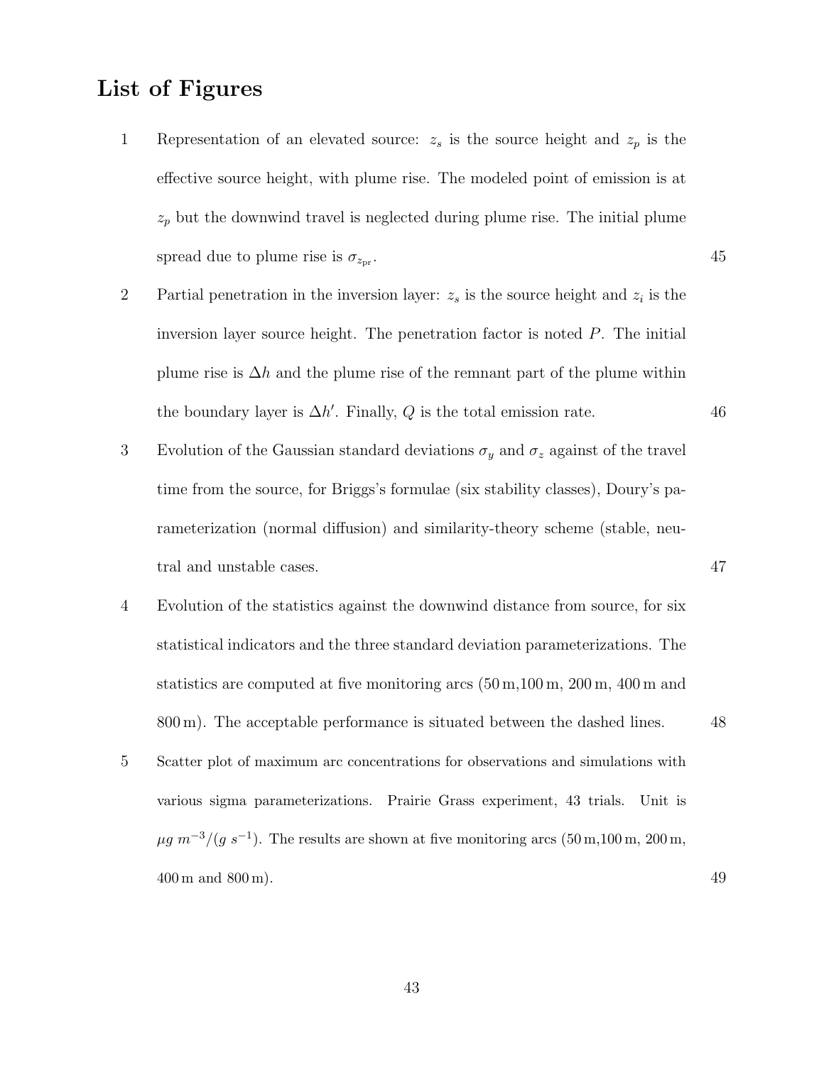# List of Figures

1 Representation of an elevated source: $z_s$ is the source height and $z_p$ is the effective source height, with plume rise. The modeled point of emission is at $z_p$ but the downwind travel is neglected during plume rise. The initial plume spread due to plume rise is $\sigma_{z_{\text{pr}}}$. 45

2 Partial penetration in the inversion layer: $z_s$ is the source height and $z_i$ is the inversion layer source height. The penetration factor is noted $P$. The initial plume rise is $\Delta h$ and the plume rise of the remnant part of the plume within the boundary layer is $\Delta h'$. Finally, $Q$ is the total emission rate. 46

3 Evolution of the Gaussian standard deviations $\sigma_y$ and $\sigma_z$ against of the travel time from the source, for Briggs's formulae (six stability classes), Doury's parameterization (normal diffusion) and similarity-theory scheme (stable, neutral and unstable cases. 47

4 Evolution of the statistics against the downwind distance from source, for six statistical indicators and the three standard deviation parameterizations. The statistics are computed at five monitoring arcs (50 m,100 m, 200 m, 400 m and 800 m). The acceptable performance is situated between the dashed lines. 48

5 Scatter plot of maximum arc concentrations for observations and simulations with various sigma parameterizations. Prairie Grass experiment, 43 trials. Unit is $\mu g\ m^{-3}/(g\ s^{-1})$. The results are shown at five monitoring arcs (50 m,100 m, 200 m, 400 m and 800 m). 49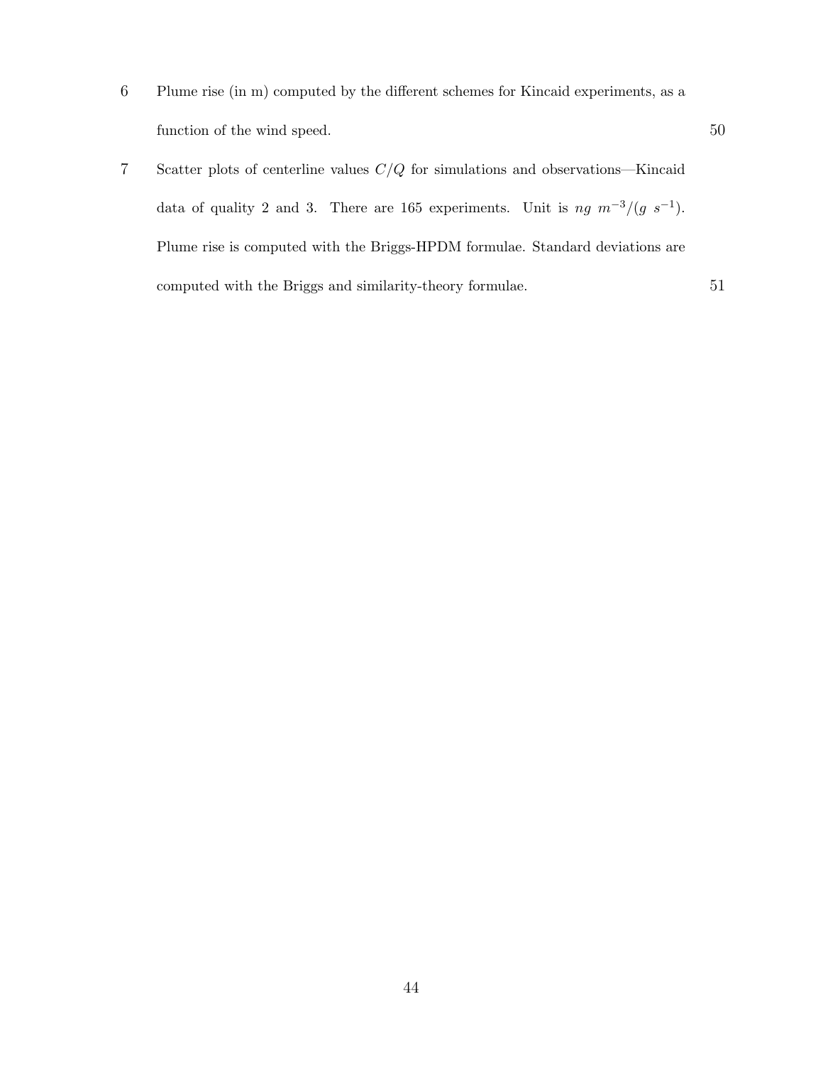6 Plume rise (in m) computed by the different schemes for Kincaid experiments, as a function of the wind speed. 50

7 Scatter plots of centerline values $C/Q$ for simulations and observations—Kincaid data of quality 2 and 3. There are 165 experiments. Unit is $ng\ m^{-3}/(g\ s^{-1})$. Plume rise is computed with the Briggs-HPDM formulae. Standard deviations are computed with the Briggs and similarity-theory formulae. 51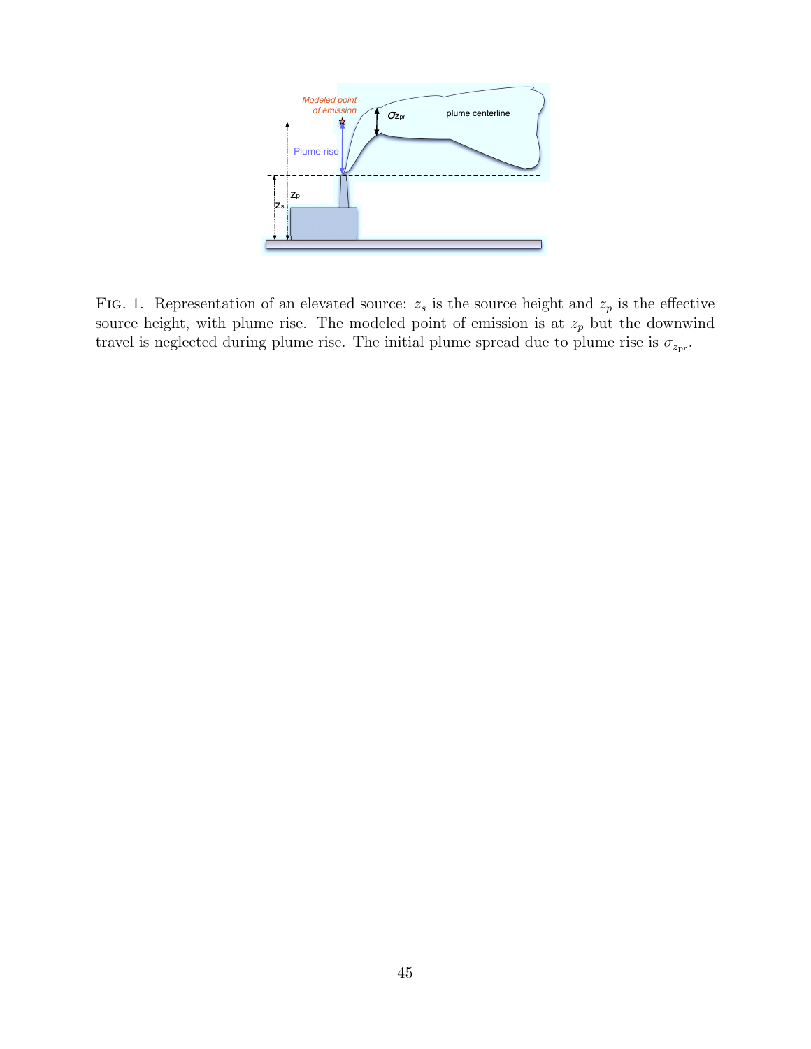Fig. 1. Representation of an elevated source: $z_s$ is the source height and $z_p$ is the effective source height, with plume rise. The modeled point of emission is at $z_p$ but the downwind travel is neglected during plume rise. The initial plume spread due to plume rise is $\sigma_{z_{\mathrm{pr}}}$.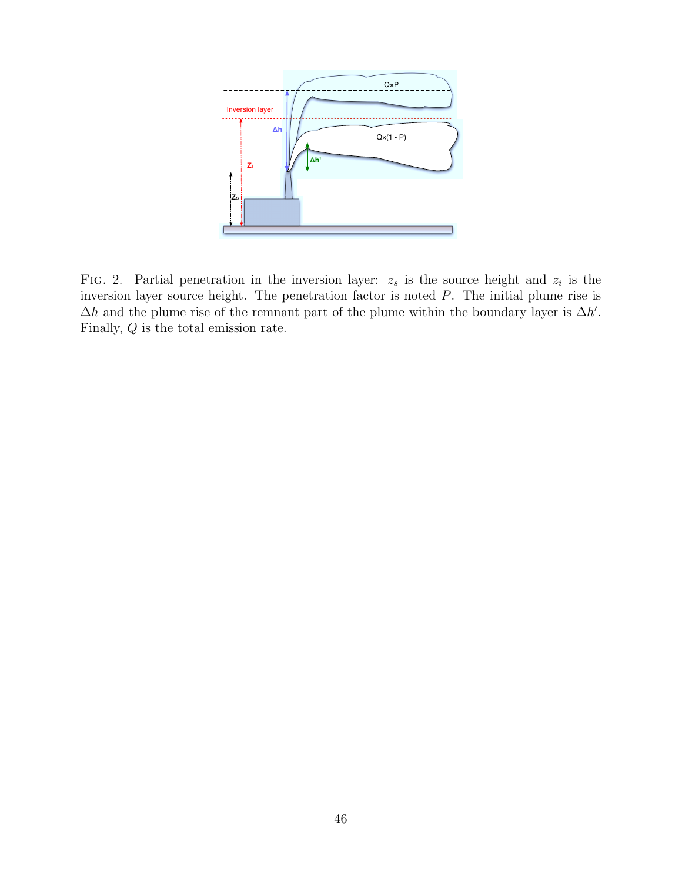FIG. 2. Partial penetration in the inversion layer: $z_s$ is the source height and $z_i$ is the inversion layer source height. The penetration factor is noted $P$. The initial plume rise is $\Delta h$ and the plume rise of the remnant part of the plume within the boundary layer is $\Delta h'$. Finally, $Q$ is the total emission rate.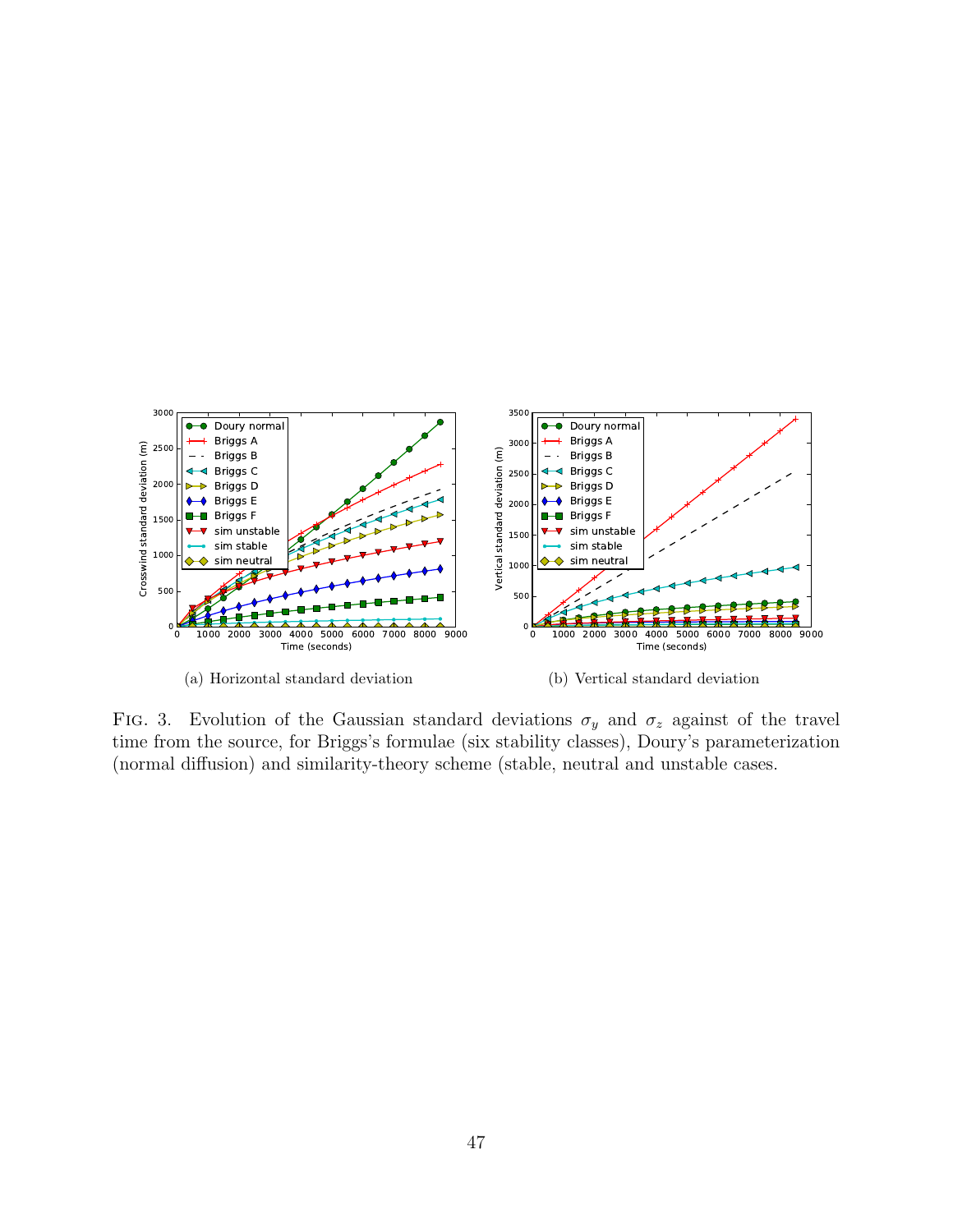(a) Horizontal standard deviation

(b) Vertical standard deviation

Fig. 3. Evolution of the Gaussian standard deviations $\sigma_y$ and $\sigma_z$ against of the travel time from the source, for Briggs's formulae (six stability classes), Doury's parameterization (normal diffusion) and similarity-theory scheme (stable, neutral and unstable cases.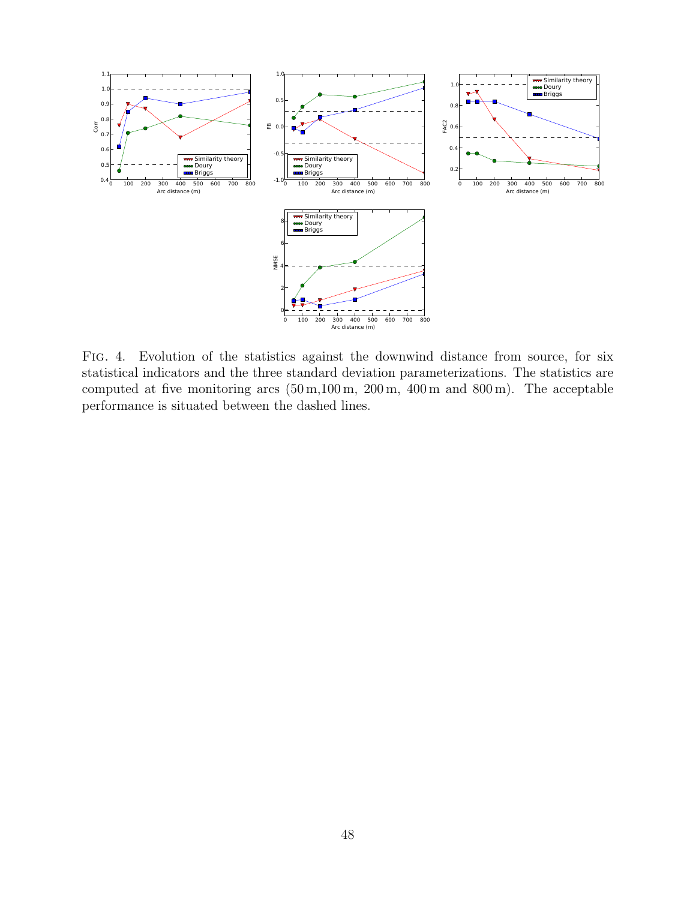Fig. 4. Evolution of the statistics against the downwind distance from source, for six statistical indicators and the three standard deviation parameterizations. The statistics are computed at five monitoring arcs (50 m,100 m, 200 m, 400 m and 800 m). The acceptable performance is situated between the dashed lines.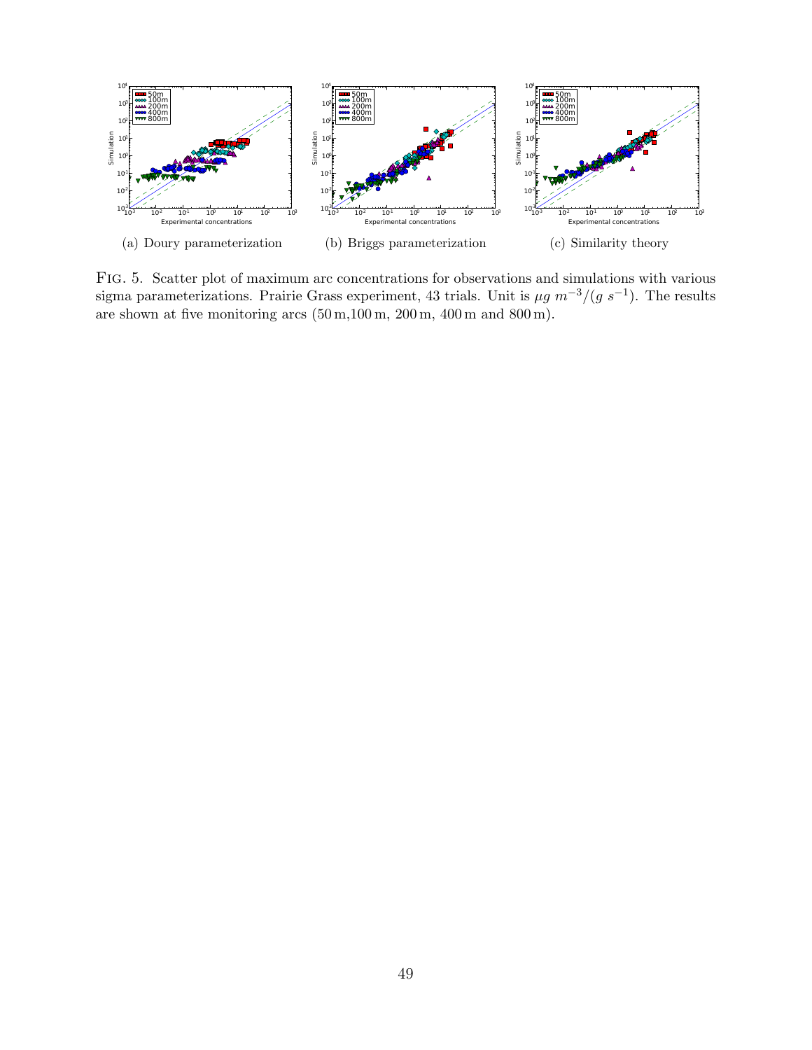(a) Doury parameterization

(b) Briggs parameterization

(c) Similarity theory

FIG. 5. Scatter plot of maximum arc concentrations for observations and simulations with various sigma parameterizations. Prairie Grass experiment, 43 trials. Unit is $\mu g\ m^{-3}/(g\ s^{-1})$. The results are shown at five monitoring arcs (50 m, 100 m, 200 m, 400 m and 800 m).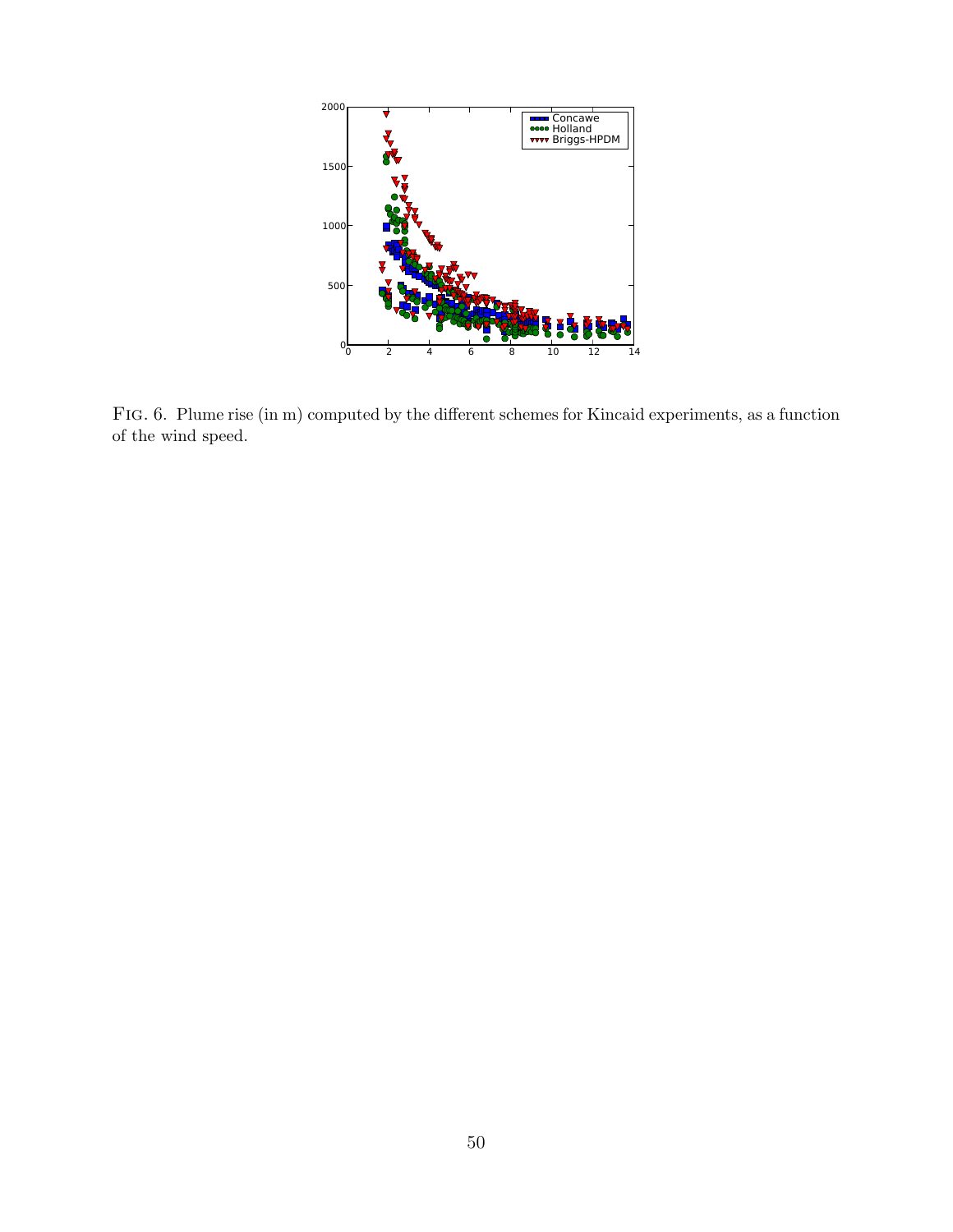Fig. 6. Plume rise (in m) computed by the different schemes for Kincaid experiments, as a function of the wind speed.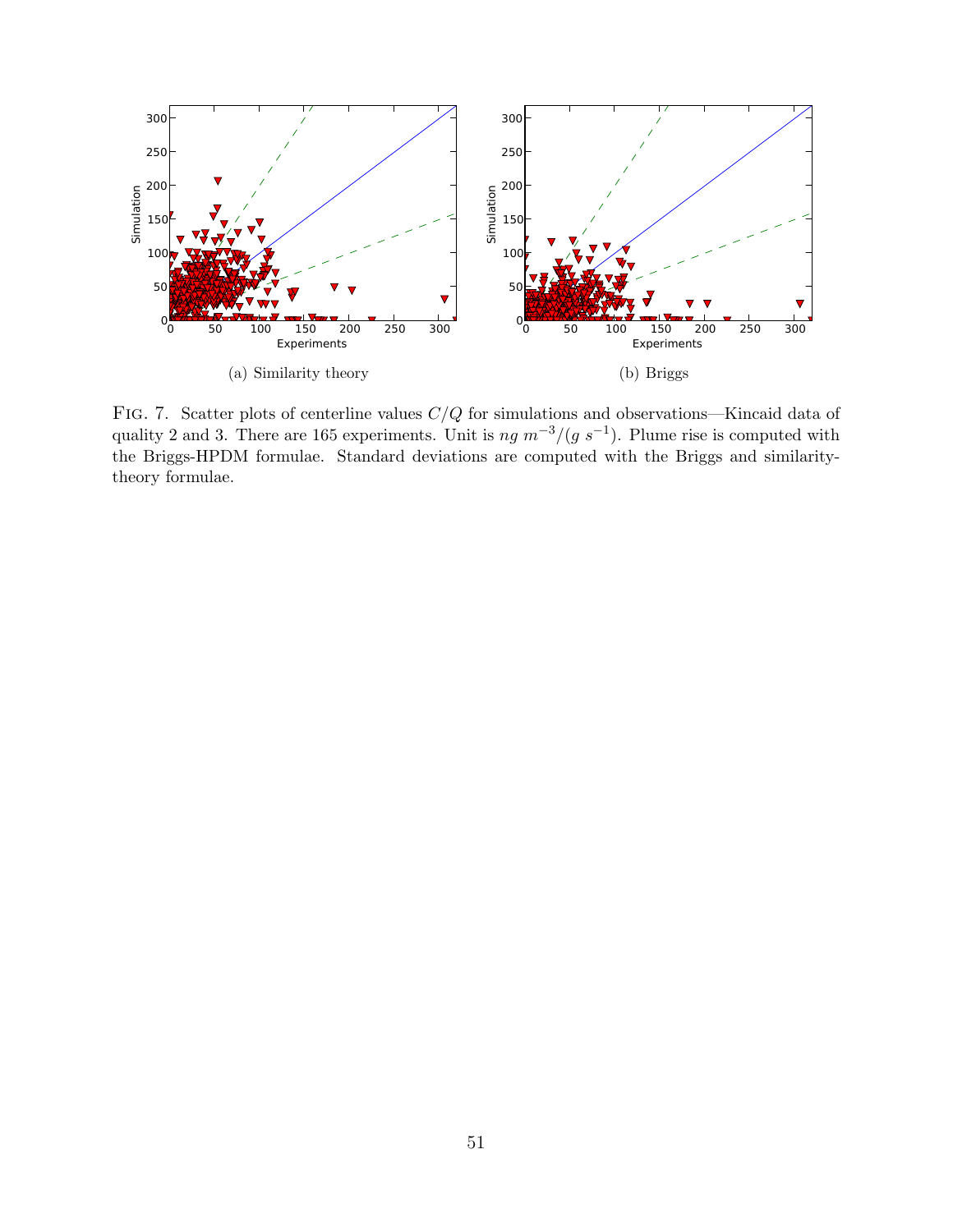Simulation

300
250
200
150
100
50
0

0 50 100 150 200 250 300

Experiments

(a) Similarity theory

Simulation

300
250
200
150
100
50
0

0 50 100 150 200 250 300

Experiments

(b) Briggs

FIG. 7. Scatter plots of centerline values $C/Q$ for simulations and observations—Kincaid data of quality 2 and 3. There are 165 experiments. Unit is $ng\ m^{-3}/(g\ s^{-1})$. Plume rise is computed with the Briggs-HPDM formulae. Standard deviations are computed with the Briggs and similarity-theory formulae.